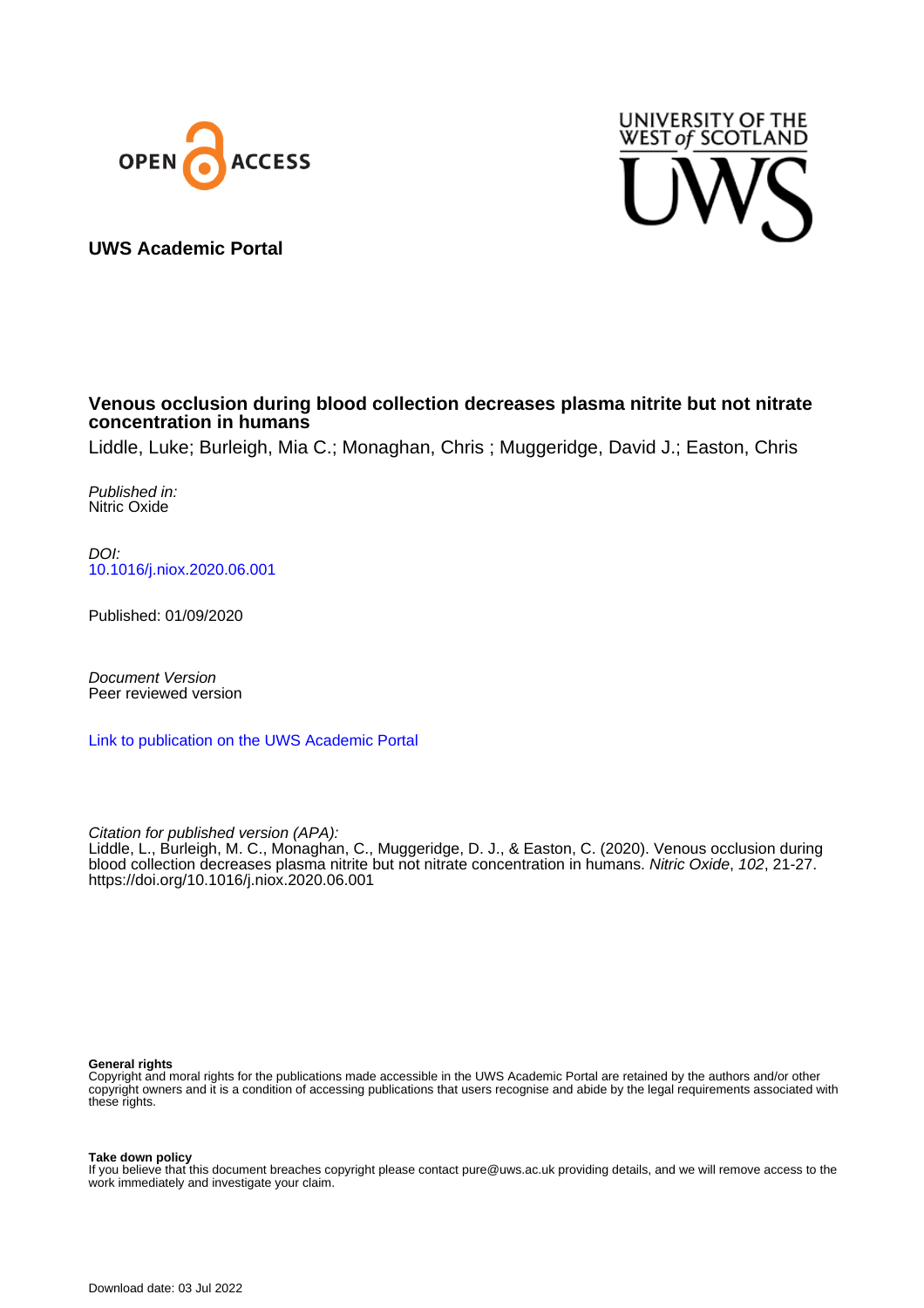OPEN ACCESS

UNIVERSITY OF THE WEST of SCOTLAND

UWS

**UWS Academic Portal**

**Venous occlusion during blood collection decreases plasma nitrite but not nitrate concentration in humans**

Liddle, Luke; Burleigh, Mia C.; Monaghan, Chris ; Muggeridge, David J.; Easton, Chris

*Published in:*
Nitric Oxide

*DOI:*
[10.1016/j.niox.2020.06.001](https://doi.org/10.1016/j.niox.2020.06.001)

Published: 01/09/2020

*Document Version*
Peer reviewed version

[Link to publication on the UWS Academic Portal](#)

*Citation for published version (APA):*
Liddle, L., Burleigh, M. C., Monaghan, C., Muggeridge, D. J., & Easton, C. (2020). Venous occlusion during blood collection decreases plasma nitrite but not nitrate concentration in humans. *Nitric Oxide*, *102*, 21-27. https://doi.org/10.1016/j.niox.2020.06.001

**General rights**
Copyright and moral rights for the publications made accessible in the UWS Academic Portal are retained by the authors and/or other copyright owners and it is a condition of accessing publications that users recognise and abide by the legal requirements associated with these rights.

**Take down policy**
If you believe that this document breaches copyright please contact pure@uws.ac.uk providing details, and we will remove access to the work immediately and investigate your claim.

Download date: 03 Jul 2022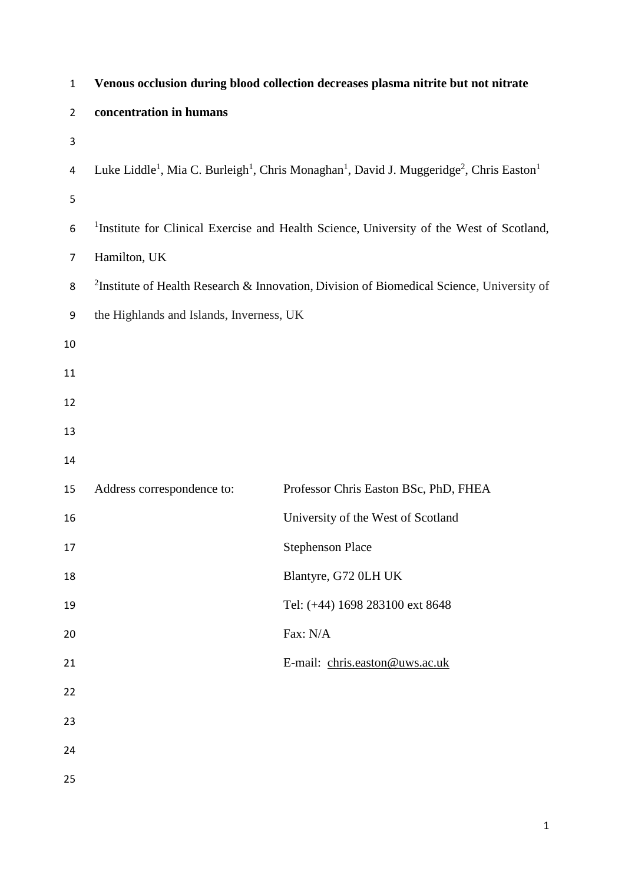# Venous occlusion during blood collection decreases plasma nitrite but not nitrate concentration in humans

Luke Liddle[1], Mia C. Burleigh[1], Chris Monaghan[1], David J. Muggeridge[2], Chris Easton[1]

[1]Institute for Clinical Exercise and Health Science, University of the West of Scotland, Hamilton, UK

[2]Institute of Health Research & Innovation, Division of Biomedical Science, University of the Highlands and Islands, Inverness, UK

Address correspondence to: Professor Chris Easton BSc, PhD, FHEA
University of the West of Scotland
Stephenson Place
Blantyre, G72 0LH UK
Tel: (+44) 1698 283100 ext 8648
Fax: N/A
E-mail: chris.easton@uws.ac.uk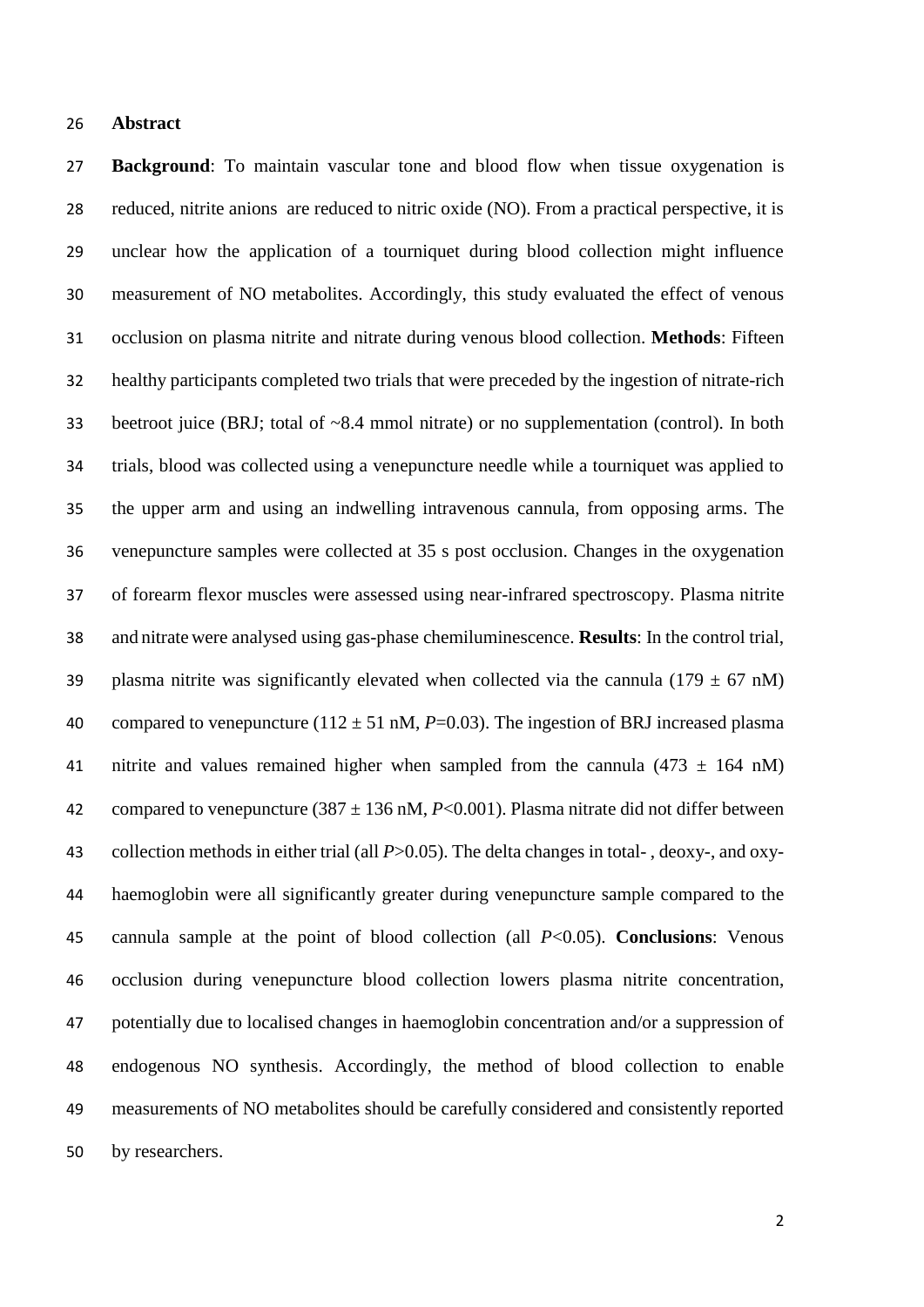## Abstract

**Background**: To maintain vascular tone and blood flow when tissue oxygenation is reduced, nitrite anions are reduced to nitric oxide (NO). From a practical perspective, it is unclear how the application of a tourniquet during blood collection might influence measurement of NO metabolites. Accordingly, this study evaluated the effect of venous occlusion on plasma nitrite and nitrate during venous blood collection. **Methods**: Fifteen healthy participants completed two trials that were preceded by the ingestion of nitrate-rich beetroot juice (BRJ; total of ~8.4 mmol nitrate) or no supplementation (control). In both trials, blood was collected using a venepuncture needle while a tourniquet was applied to the upper arm and using an indwelling intravenous cannula, from opposing arms. The venepuncture samples were collected at 35 s post occlusion. Changes in the oxygenation of forearm flexor muscles were assessed using near-infrared spectroscopy. Plasma nitrite and nitrate were analysed using gas-phase chemiluminescence. **Results**: In the control trial, plasma nitrite was significantly elevated when collected via the cannula (179 ± 67 nM) compared to venepuncture (112 ± 51 nM, $P$=0.03). The ingestion of BRJ increased plasma nitrite and values remained higher when sampled from the cannula (473 ± 164 nM) compared to venepuncture (387 ± 136 nM, $P$<0.001). Plasma nitrate did not differ between collection methods in either trial (all $P$>0.05). The delta changes in total- , deoxy-, and oxy-haemoglobin were all significantly greater during venepuncture sample compared to the cannula sample at the point of blood collection (all $P$<0.05). **Conclusions**: Venous occlusion during venepuncture blood collection lowers plasma nitrite concentration, potentially due to localised changes in haemoglobin concentration and/or a suppression of endogenous NO synthesis. Accordingly, the method of blood collection to enable measurements of NO metabolites should be carefully considered and consistently reported by researchers.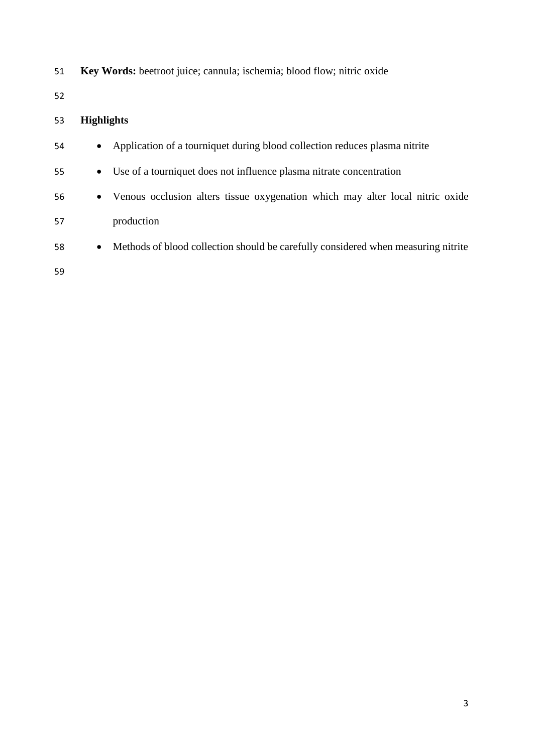**Key Words:** beetroot juice; cannula; ischemia; blood flow; nitric oxide

## Highlights

- Application of a tourniquet during blood collection reduces plasma nitrite
- Use of a tourniquet does not influence plasma nitrate concentration
- Venous occlusion alters tissue oxygenation which may alter local nitric oxide production
- Methods of blood collection should be carefully considered when measuring nitrite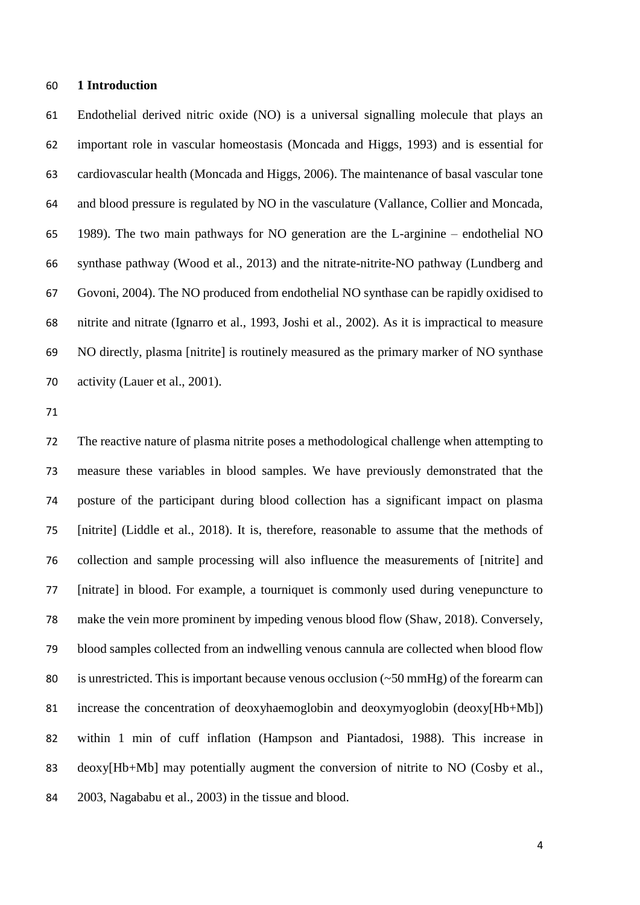## 1 Introduction

Endothelial derived nitric oxide (NO) is a universal signalling molecule that plays an important role in vascular homeostasis (Moncada and Higgs, 1993) and is essential for cardiovascular health (Moncada and Higgs, 2006). The maintenance of basal vascular tone and blood pressure is regulated by NO in the vasculature (Vallance, Collier and Moncada, 1989). The two main pathways for NO generation are the L-arginine – endothelial NO synthase pathway (Wood et al., 2013) and the nitrate-nitrite-NO pathway (Lundberg and Govoni, 2004). The NO produced from endothelial NO synthase can be rapidly oxidised to nitrite and nitrate (Ignarro et al., 1993, Joshi et al., 2002). As it is impractical to measure NO directly, plasma [nitrite] is routinely measured as the primary marker of NO synthase activity (Lauer et al., 2001).

The reactive nature of plasma nitrite poses a methodological challenge when attempting to measure these variables in blood samples. We have previously demonstrated that the posture of the participant during blood collection has a significant impact on plasma [nitrite] (Liddle et al., 2018). It is, therefore, reasonable to assume that the methods of collection and sample processing will also influence the measurements of [nitrite] and [nitrate] in blood. For example, a tourniquet is commonly used during venepuncture to make the vein more prominent by impeding venous blood flow (Shaw, 2018). Conversely, blood samples collected from an indwelling venous cannula are collected when blood flow is unrestricted. This is important because venous occlusion (~50 mmHg) of the forearm can increase the concentration of deoxyhaemoglobin and deoxymyoglobin (deoxy[Hb+Mb]) within 1 min of cuff inflation (Hampson and Piantadosi, 1988). This increase in deoxy[Hb+Mb] may potentially augment the conversion of nitrite to NO (Cosby et al., 2003, Nagababu et al., 2003) in the tissue and blood.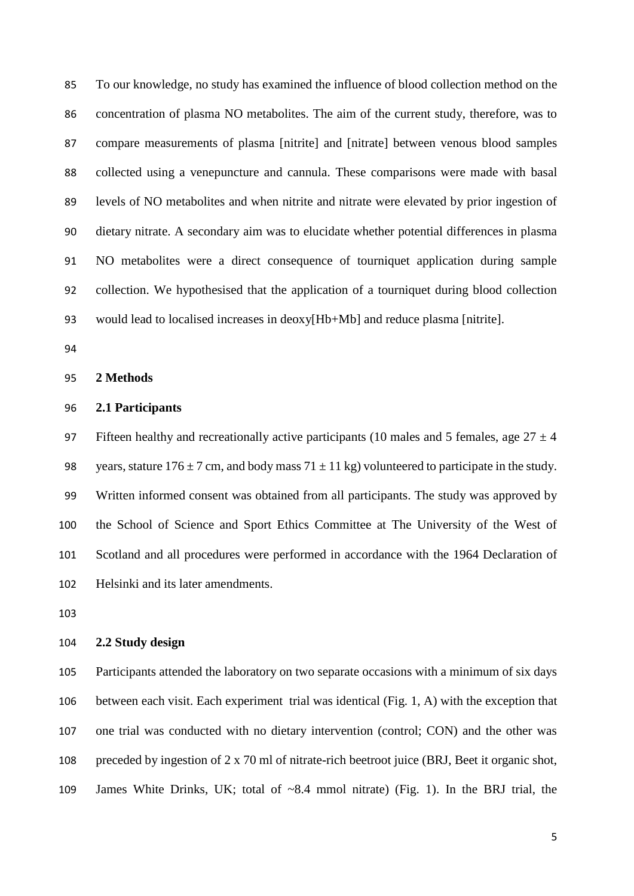To our knowledge, no study has examined the influence of blood collection method on the concentration of plasma NO metabolites. The aim of the current study, therefore, was to compare measurements of plasma [nitrite] and [nitrate] between venous blood samples collected using a venepuncture and cannula. These comparisons were made with basal levels of NO metabolites and when nitrite and nitrate were elevated by prior ingestion of dietary nitrate. A secondary aim was to elucidate whether potential differences in plasma NO metabolites were a direct consequence of tourniquet application during sample collection. We hypothesised that the application of a tourniquet during blood collection would lead to localised increases in deoxy[Hb+Mb] and reduce plasma [nitrite].

## 2 Methods

### 2.1 Participants

Fifteen healthy and recreationally active participants (10 males and 5 females, age $27 \pm 4$ years, stature $176 \pm 7$ cm, and body mass $71 \pm 11$ kg) volunteered to participate in the study. Written informed consent was obtained from all participants. The study was approved by the School of Science and Sport Ethics Committee at The University of the West of Scotland and all procedures were performed in accordance with the 1964 Declaration of Helsinki and its later amendments.

### 2.2 Study design

Participants attended the laboratory on two separate occasions with a minimum of six days between each visit. Each experiment trial was identical (Fig. 1, A) with the exception that one trial was conducted with no dietary intervention (control; CON) and the other was preceded by ingestion of 2 x 70 ml of nitrate-rich beetroot juice (BRJ, Beet it organic shot, James White Drinks, UK; total of ~8.4 mmol nitrate) (Fig. 1). In the BRJ trial, the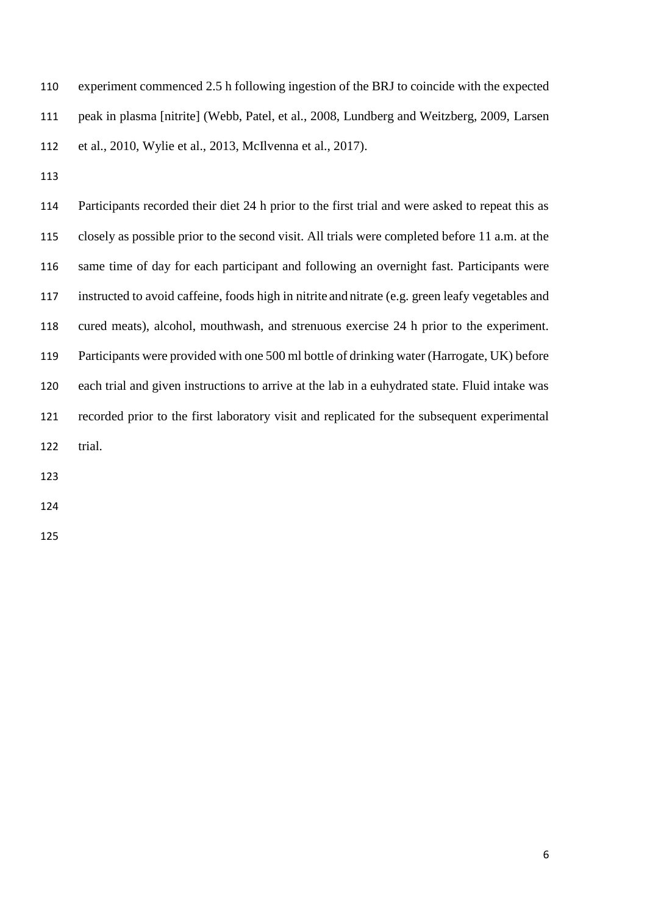experiment commenced 2.5 h following ingestion of the BRJ to coincide with the expected peak in plasma [nitrite] (Webb, Patel, et al., 2008, Lundberg and Weitzberg, 2009, Larsen et al., 2010, Wylie et al., 2013, McIlvenna et al., 2017).

Participants recorded their diet 24 h prior to the first trial and were asked to repeat this as closely as possible prior to the second visit. All trials were completed before 11 a.m. at the same time of day for each participant and following an overnight fast. Participants were instructed to avoid caffeine, foods high in nitrite and nitrate (e.g. green leafy vegetables and cured meats), alcohol, mouthwash, and strenuous exercise 24 h prior to the experiment. Participants were provided with one 500 ml bottle of drinking water (Harrogate, UK) before each trial and given instructions to arrive at the lab in a euhydrated state. Fluid intake was recorded prior to the first laboratory visit and replicated for the subsequent experimental trial.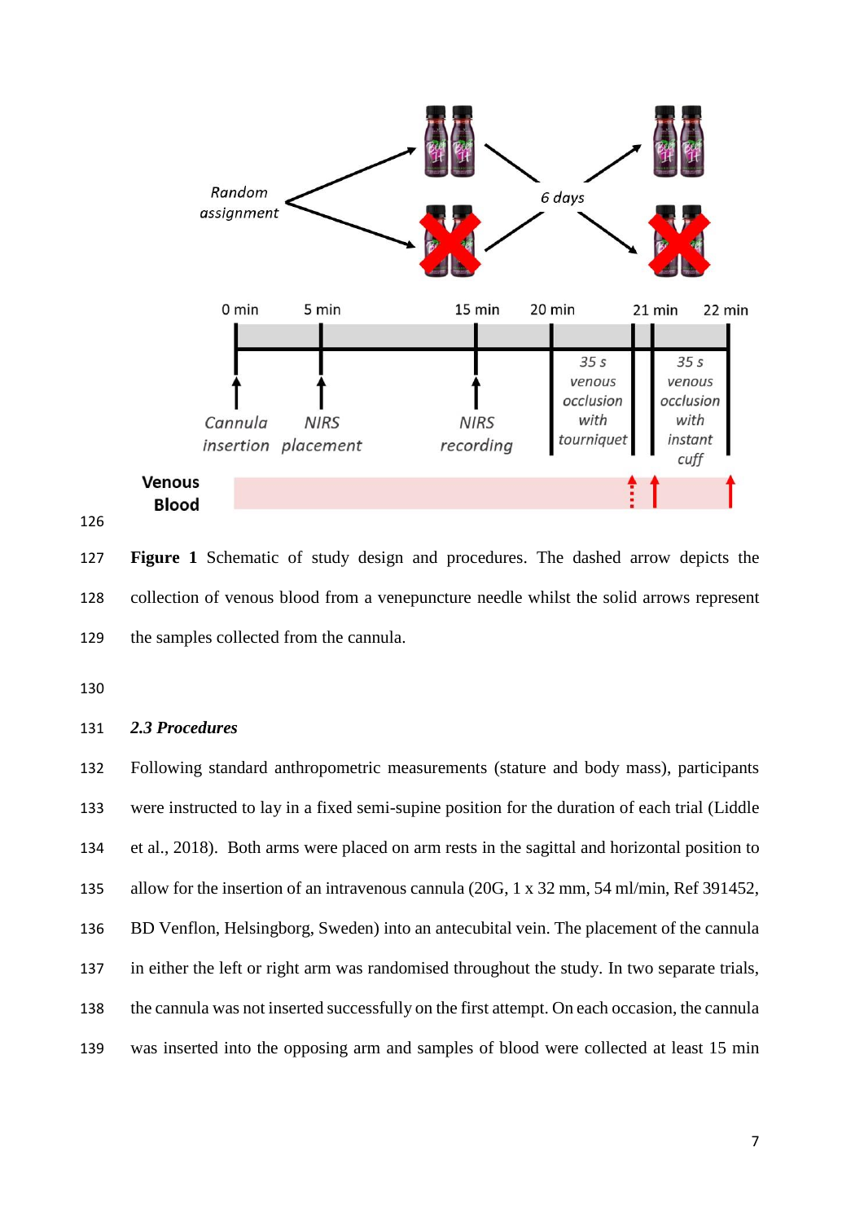**Figure 1** Schematic of study design and procedures. The dashed arrow depicts the collection of venous blood from a venepuncture needle whilst the solid arrows represent the samples collected from the cannula.

### *2.3 Procedures*

Following standard anthropometric measurements (stature and body mass), participants were instructed to lay in a fixed semi-supine position for the duration of each trial (Liddle et al., 2018). Both arms were placed on arm rests in the sagittal and horizontal position to allow for the insertion of an intravenous cannula (20G, 1 x 32 mm, 54 ml/min, Ref 391452, BD Venflon, Helsingborg, Sweden) into an antecubital vein. The placement of the cannula in either the left or right arm was randomised throughout the study. In two separate trials, the cannula was not inserted successfully on the first attempt. On each occasion, the cannula was inserted into the opposing arm and samples of blood were collected at least 15 min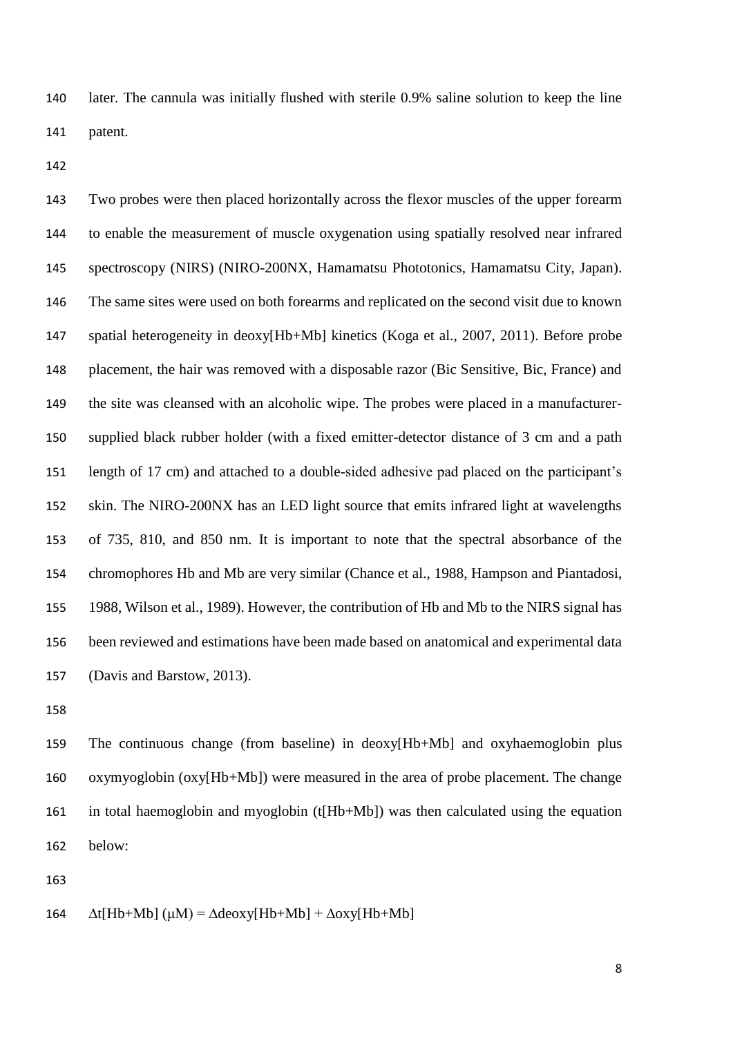later. The cannula was initially flushed with sterile 0.9% saline solution to keep the line patent.

Two probes were then placed horizontally across the flexor muscles of the upper forearm to enable the measurement of muscle oxygenation using spatially resolved near infrared spectroscopy (NIRS) (NIRO-200NX, Hamamatsu Phototonics, Hamamatsu City, Japan). The same sites were used on both forearms and replicated on the second visit due to known spatial heterogeneity in deoxy[Hb+Mb] kinetics (Koga et al., 2007, 2011). Before probe placement, the hair was removed with a disposable razor (Bic Sensitive, Bic, France) and the site was cleansed with an alcoholic wipe. The probes were placed in a manufacturer-supplied black rubber holder (with a fixed emitter-detector distance of 3 cm and a path length of 17 cm) and attached to a double-sided adhesive pad placed on the participant's skin. The NIRO-200NX has an LED light source that emits infrared light at wavelengths of 735, 810, and 850 nm. It is important to note that the spectral absorbance of the chromophores Hb and Mb are very similar (Chance et al., 1988, Hampson and Piantadosi, 1988, Wilson et al., 1989). However, the contribution of Hb and Mb to the NIRS signal has been reviewed and estimations have been made based on anatomical and experimental data (Davis and Barstow, 2013).

The continuous change (from baseline) in deoxy[Hb+Mb] and oxyhaemoglobin plus oxymyoglobin (oxy[Hb+Mb]) were measured in the area of probe placement. The change in total haemoglobin and myoglobin (t[Hb+Mb]) was then calculated using the equation below:

$$\Delta t[Hb+Mb]\ (\mu M) = \Delta deoxy[Hb+Mb] + \Delta oxy[Hb+Mb]$$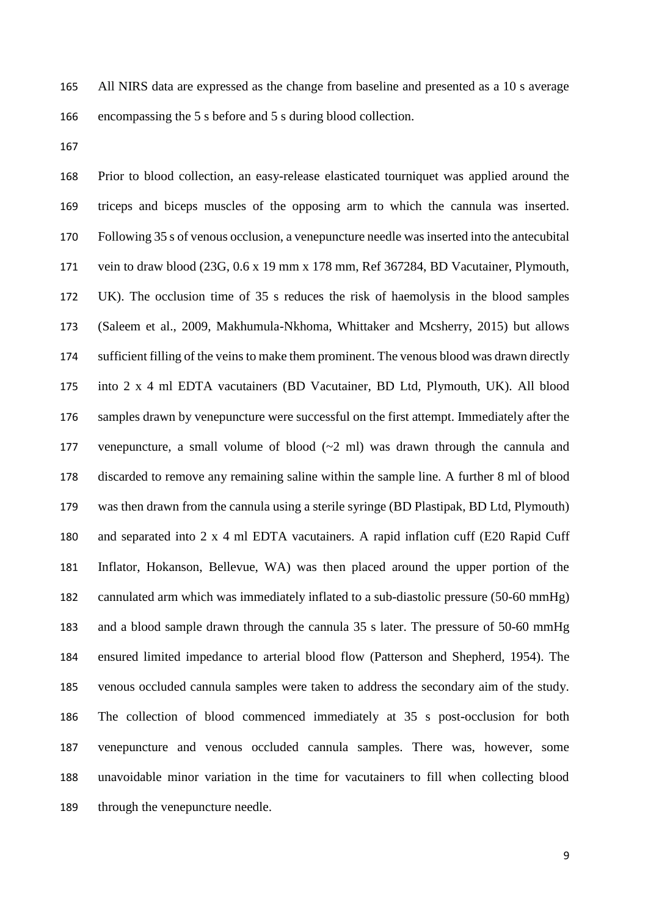All NIRS data are expressed as the change from baseline and presented as a 10 s average encompassing the 5 s before and 5 s during blood collection.

Prior to blood collection, an easy-release elasticated tourniquet was applied around the triceps and biceps muscles of the opposing arm to which the cannula was inserted. Following 35 s of venous occlusion, a venepuncture needle was inserted into the antecubital vein to draw blood (23G, 0.6 x 19 mm x 178 mm, Ref 367284, BD Vacutainer, Plymouth, UK). The occlusion time of 35 s reduces the risk of haemolysis in the blood samples (Saleem et al., 2009, Makhumula-Nkhoma, Whittaker and Mcsherry, 2015) but allows sufficient filling of the veins to make them prominent. The venous blood was drawn directly into 2 x 4 ml EDTA vacutainers (BD Vacutainer, BD Ltd, Plymouth, UK). All blood samples drawn by venepuncture were successful on the first attempt. Immediately after the venepuncture, a small volume of blood (~2 ml) was drawn through the cannula and discarded to remove any remaining saline within the sample line. A further 8 ml of blood was then drawn from the cannula using a sterile syringe (BD Plastipak, BD Ltd, Plymouth) and separated into 2 x 4 ml EDTA vacutainers. A rapid inflation cuff (E20 Rapid Cuff Inflator, Hokanson, Bellevue, WA) was then placed around the upper portion of the cannulated arm which was immediately inflated to a sub-diastolic pressure (50-60 mmHg) and a blood sample drawn through the cannula 35 s later. The pressure of 50-60 mmHg ensured limited impedance to arterial blood flow (Patterson and Shepherd, 1954). The venous occluded cannula samples were taken to address the secondary aim of the study. The collection of blood commenced immediately at 35 s post-occlusion for both venepuncture and venous occluded cannula samples. There was, however, some unavoidable minor variation in the time for vacutainers to fill when collecting blood through the venepuncture needle.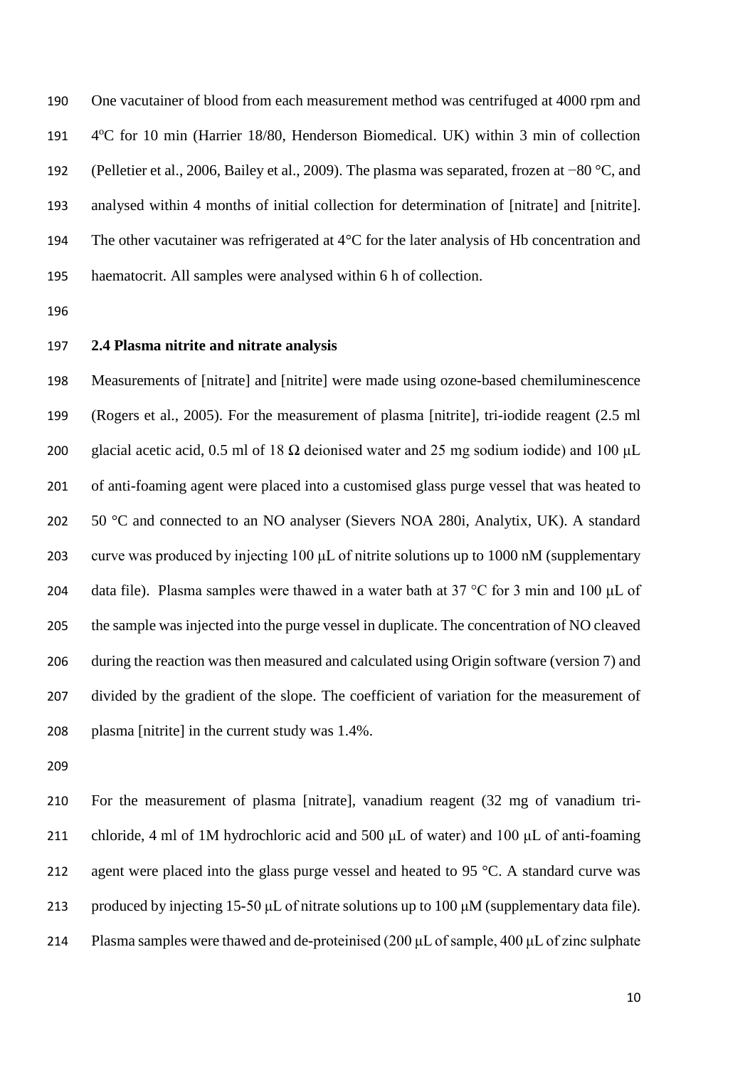One vacutainer of blood from each measurement method was centrifuged at 4000 rpm and 4°C for 10 min (Harrier 18/80, Henderson Biomedical. UK) within 3 min of collection (Pelletier et al., 2006, Bailey et al., 2009). The plasma was separated, frozen at −80 °C, and analysed within 4 months of initial collection for determination of [nitrate] and [nitrite]. The other vacutainer was refrigerated at 4°C for the later analysis of Hb concentration and haematocrit. All samples were analysed within 6 h of collection.

**2.4 Plasma nitrite and nitrate analysis**

Measurements of [nitrate] and [nitrite] were made using ozone-based chemiluminescence (Rogers et al., 2005). For the measurement of plasma [nitrite], tri-iodide reagent (2.5 ml glacial acetic acid, 0.5 ml of 18 Ω deionised water and 25 mg sodium iodide) and 100 μL of anti-foaming agent were placed into a customised glass purge vessel that was heated to 50 °C and connected to an NO analyser (Sievers NOA 280i, Analytix, UK). A standard curve was produced by injecting 100 μL of nitrite solutions up to 1000 nM (supplementary data file). Plasma samples were thawed in a water bath at 37 °C for 3 min and 100 μL of the sample was injected into the purge vessel in duplicate. The concentration of NO cleaved during the reaction was then measured and calculated using Origin software (version 7) and divided by the gradient of the slope. The coefficient of variation for the measurement of plasma [nitrite] in the current study was 1.4%.

For the measurement of plasma [nitrate], vanadium reagent (32 mg of vanadium tri-chloride, 4 ml of 1M hydrochloric acid and 500 μL of water) and 100 μL of anti-foaming agent were placed into the glass purge vessel and heated to 95 °C. A standard curve was produced by injecting 15-50 μL of nitrate solutions up to 100 μM (supplementary data file). Plasma samples were thawed and de-proteinised (200 μL of sample, 400 μL of zinc sulphate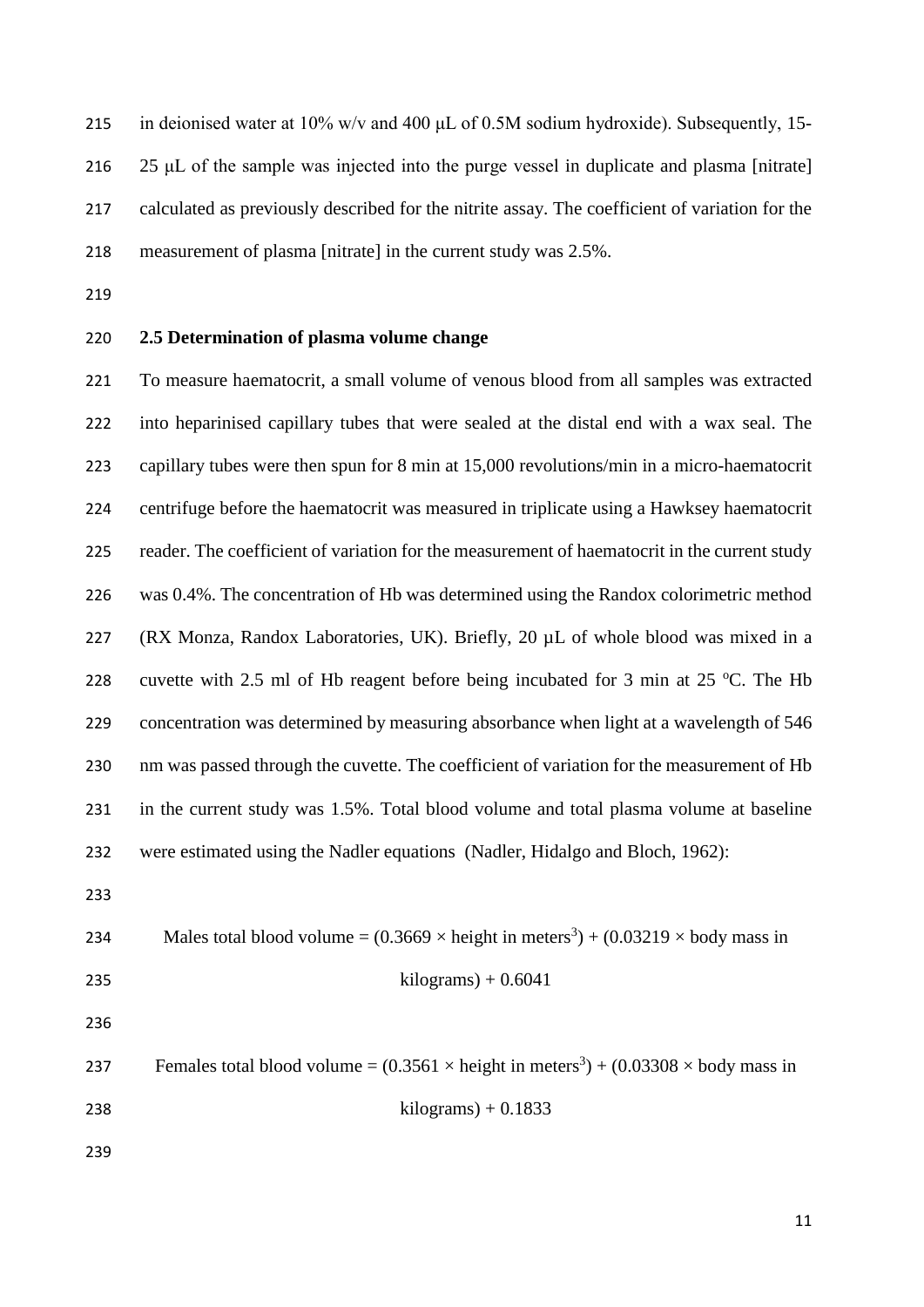in deionised water at 10% w/v and 400 μL of 0.5M sodium hydroxide). Subsequently, 15-25 μL of the sample was injected into the purge vessel in duplicate and plasma [nitrate] calculated as previously described for the nitrite assay. The coefficient of variation for the measurement of plasma [nitrate] in the current study was 2.5%.

### 2.5 Determination of plasma volume change

To measure haematocrit, a small volume of venous blood from all samples was extracted into heparinised capillary tubes that were sealed at the distal end with a wax seal. The capillary tubes were then spun for 8 min at 15,000 revolutions/min in a micro-haematocrit centrifuge before the haematocrit was measured in triplicate using a Hawksey haematocrit reader. The coefficient of variation for the measurement of haematocrit in the current study was 0.4%. The concentration of Hb was determined using the Randox colorimetric method (RX Monza, Randox Laboratories, UK). Briefly, 20 µL of whole blood was mixed in a cuvette with 2.5 ml of Hb reagent before being incubated for 3 min at 25 °C. The Hb concentration was determined by measuring absorbance when light at a wavelength of 546 nm was passed through the cuvette. The coefficient of variation for the measurement of Hb in the current study was 1.5%. Total blood volume and total plasma volume at baseline were estimated using the Nadler equations (Nadler, Hidalgo and Bloch, 1962):

$$\text{Males total blood volume} = (0.3669 \times \text{height in meters}^3) + (0.03219 \times \text{body mass in kilograms}) + 0.6041$$

$$\text{Females total blood volume} = (0.3561 \times \text{height in meters}^3) + (0.03308 \times \text{body mass in kilograms}) + 0.1833$$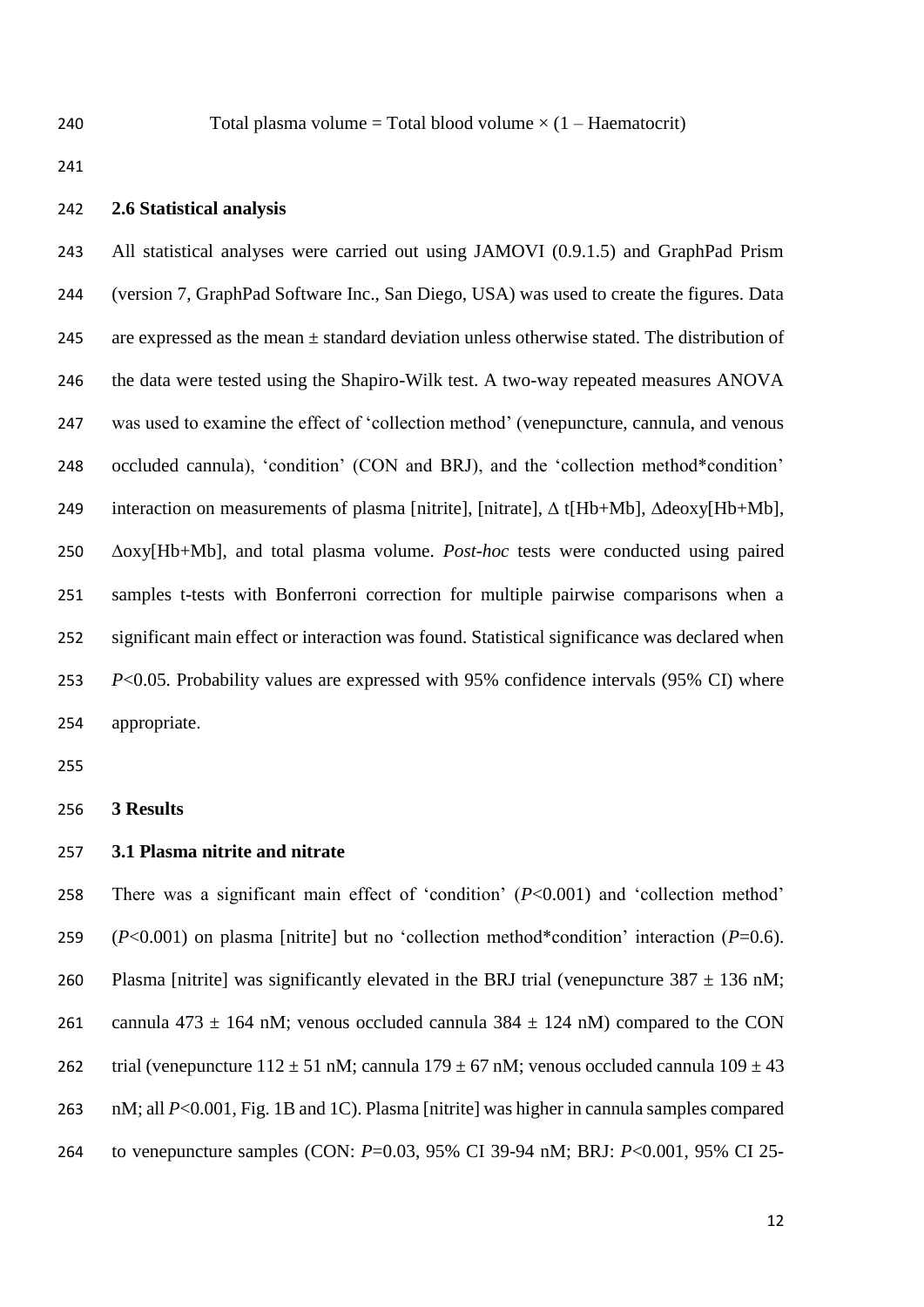$$\text{Total plasma volume} = \text{Total blood volume} \times (1 - \text{Haematocrit})$$

### 2.6 Statistical analysis

All statistical analyses were carried out using JAMOVI (0.9.1.5) and GraphPad Prism (version 7, GraphPad Software Inc., San Diego, USA) was used to create the figures. Data are expressed as the mean ± standard deviation unless otherwise stated. The distribution of the data were tested using the Shapiro-Wilk test. A two-way repeated measures ANOVA was used to examine the effect of 'collection method' (venepuncture, cannula, and venous occluded cannula), 'condition' (CON and BRJ), and the 'collection method*condition' interaction on measurements of plasma [nitrite], [nitrate], Δ t[Hb+Mb], Δdeoxy[Hb+Mb], Δoxy[Hb+Mb], and total plasma volume. *Post-hoc* tests were conducted using paired samples t-tests with Bonferroni correction for multiple pairwise comparisons when a significant main effect or interaction was found. Statistical significance was declared when $P$<0.05. Probability values are expressed with 95% confidence intervals (95% CI) where appropriate.

## 3 Results

### 3.1 Plasma nitrite and nitrate

There was a significant main effect of 'condition' ($P$<0.001) and 'collection method' ($P$<0.001) on plasma [nitrite] but no 'collection method*condition' interaction ($P$=0.6). Plasma [nitrite] was significantly elevated in the BRJ trial (venepuncture 387 ± 136 nM; cannula 473 ± 164 nM; venous occluded cannula 384 ± 124 nM) compared to the CON trial (venepuncture 112 ± 51 nM; cannula 179 ± 67 nM; venous occluded cannula 109 ± 43 nM; all $P$<0.001, Fig. 1B and 1C). Plasma [nitrite] was higher in cannula samples compared to venepuncture samples (CON: $P$=0.03, 95% CI 39-94 nM; BRJ: $P$<0.001, 95% CI 25-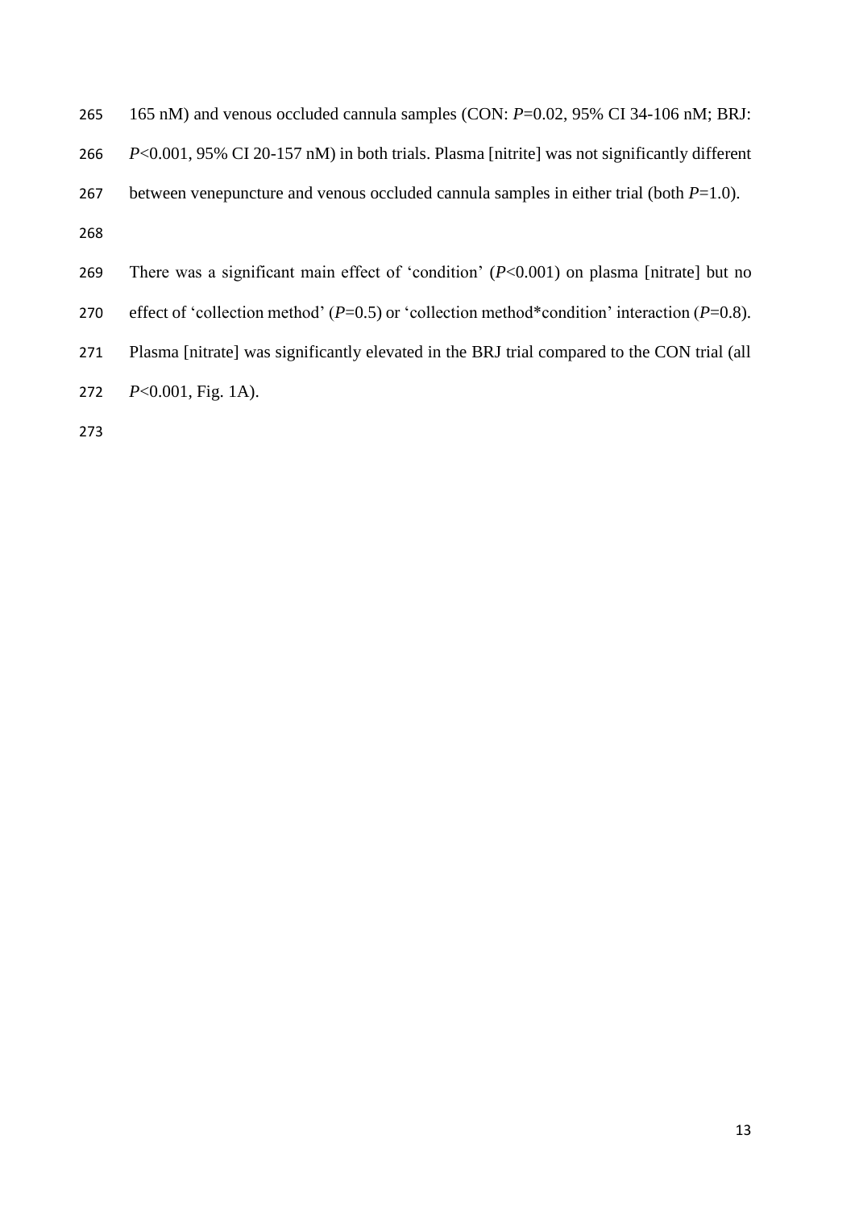165 nM) and venous occluded cannula samples (CON: $P$=0.02, 95% CI 34-106 nM; BRJ: $P$<0.001, 95% CI 20-157 nM) in both trials. Plasma [nitrite] was not significantly different between venepuncture and venous occluded cannula samples in either trial (both $P$=1.0).

There was a significant main effect of 'condition' ($P$<0.001) on plasma [nitrate] but no effect of 'collection method' ($P$=0.5) or 'collection method*condition' interaction ($P$=0.8). Plasma [nitrate] was significantly elevated in the BRJ trial compared to the CON trial (all $P$<0.001, Fig. 1A).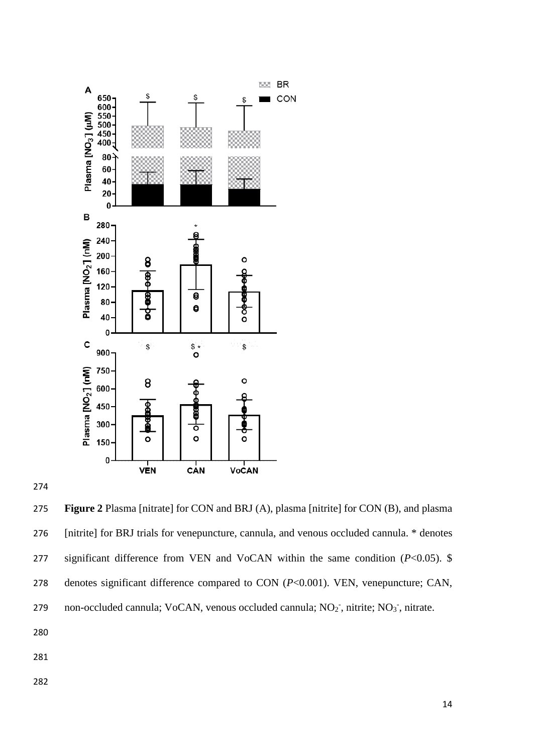**Figure 2** Plasma [nitrate] for CON and BRJ (A), plasma [nitrite] for CON (B), and plasma [nitrite] for BRJ trials for venepuncture, cannula, and venous occluded cannula. * denotes significant difference from VEN and VoCAN within the same condition ($P$<0.05). $ denotes significant difference compared to CON ($P$<0.001). VEN, venepuncture; CAN, non-occluded cannula; VoCAN, venous occluded cannula; $NO_2^-$, nitrite; $NO_3^-$, nitrate.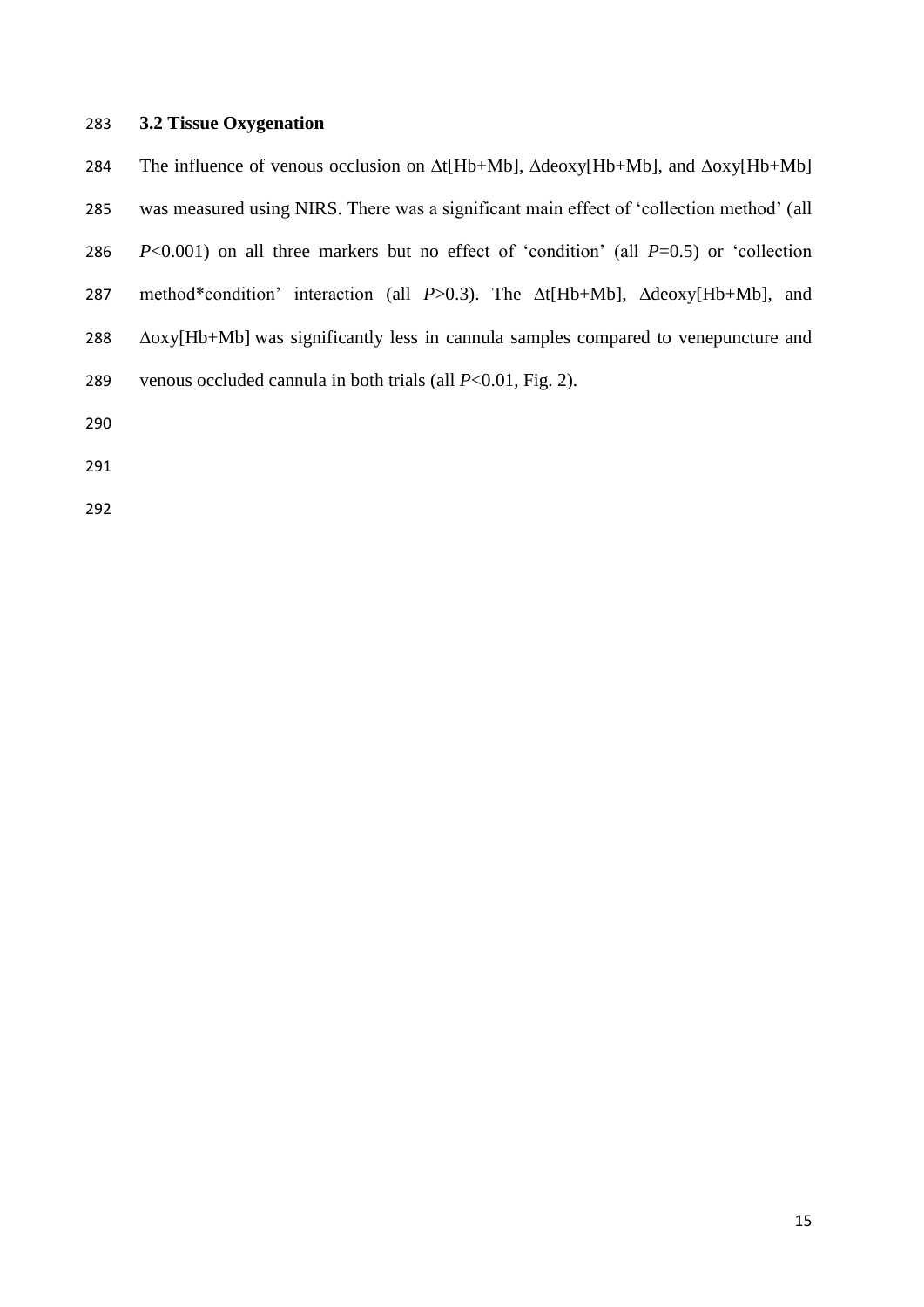### 3.2 Tissue Oxygenation

The influence of venous occlusion on $\Delta$t[Hb+Mb], $\Delta$deoxy[Hb+Mb], and $\Delta$oxy[Hb+Mb] was measured using NIRS. There was a significant main effect of 'collection method' (all $P<0.001$) on all three markers but no effect of 'condition' (all $P=0.5$) or 'collection method*condition' interaction (all $P>0.3$). The $\Delta$t[Hb+Mb], $\Delta$deoxy[Hb+Mb], and $\Delta$oxy[Hb+Mb] was significantly less in cannula samples compared to venepuncture and venous occluded cannula in both trials (all $P<0.01$, Fig. 2).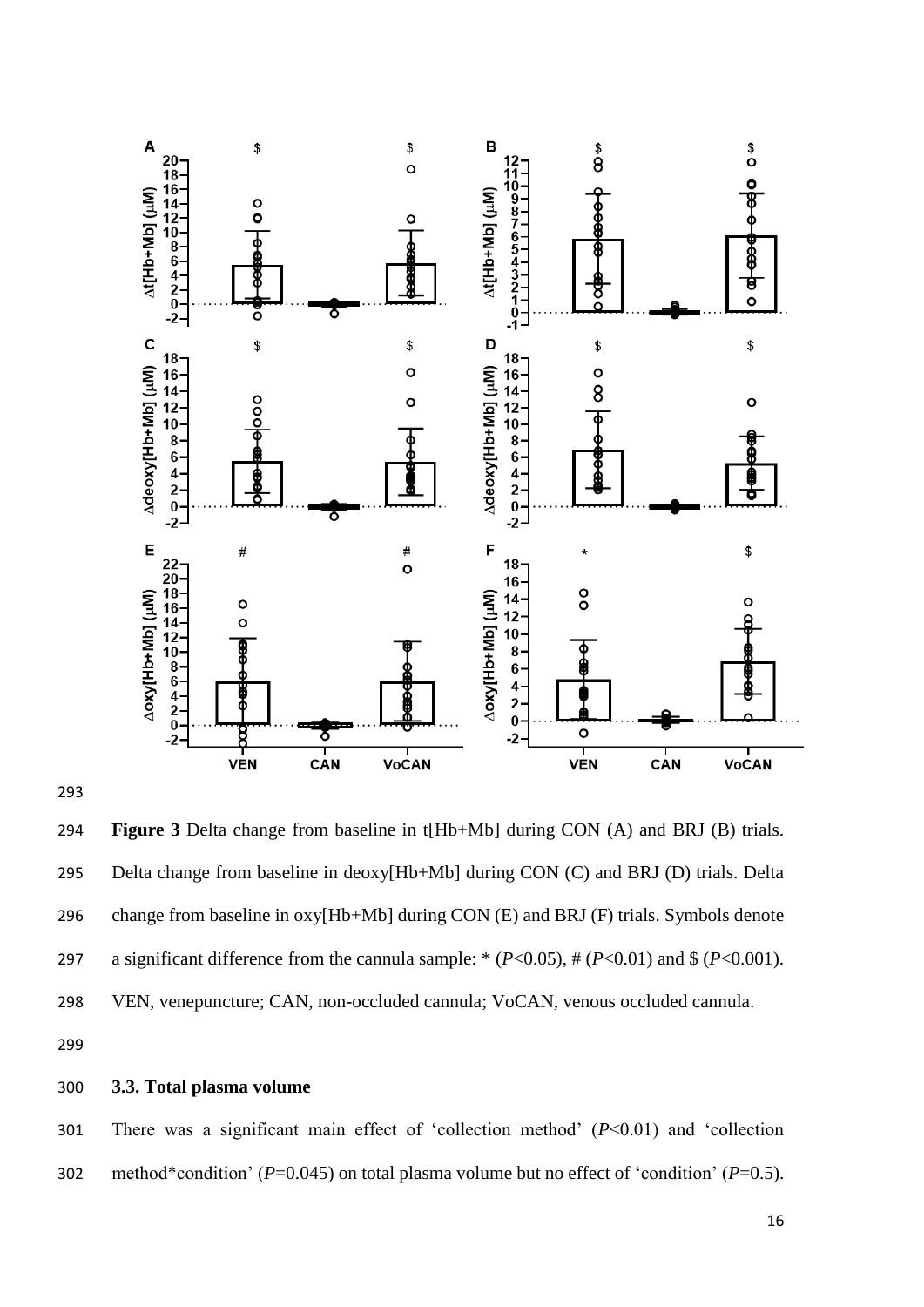**Figure 3** Delta change from baseline in t[Hb+Mb] during CON (A) and BRJ (B) trials. Delta change from baseline in deoxy[Hb+Mb] during CON (C) and BRJ (D) trials. Delta change from baseline in oxy[Hb+Mb] during CON (E) and BRJ (F) trials. Symbols denote a significant difference from the cannula sample: * ($P$<0.05), # ($P$<0.01) and $ ($P$<0.001). VEN, venepuncture; CAN, non-occluded cannula; VoCAN, venous occluded cannula.

### 3.3. Total plasma volume

There was a significant main effect of 'collection method' ($P$<0.01) and 'collection method*condition' ($P$=0.045) on total plasma volume but no effect of 'condition' ($P$=0.5).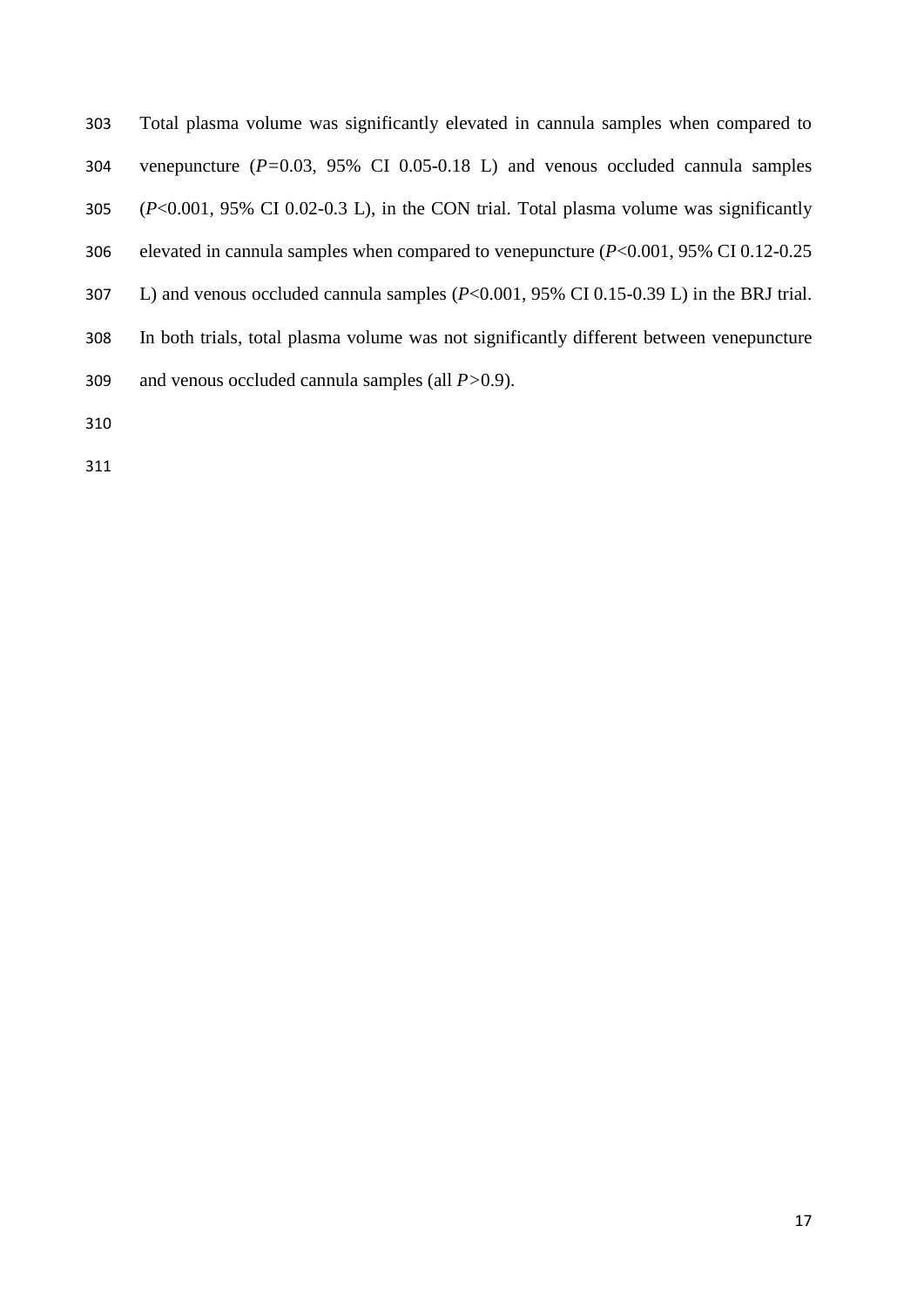Total plasma volume was significantly elevated in cannula samples when compared to venepuncture ($P$=0.03, 95% CI 0.05-0.18 L) and venous occluded cannula samples ($P$<0.001, 95% CI 0.02-0.3 L), in the CON trial. Total plasma volume was significantly elevated in cannula samples when compared to venepuncture ($P$<0.001, 95% CI 0.12-0.25 L) and venous occluded cannula samples ($P$<0.001, 95% CI 0.15-0.39 L) in the BRJ trial. In both trials, total plasma volume was not significantly different between venepuncture and venous occluded cannula samples (all $P$>0.9).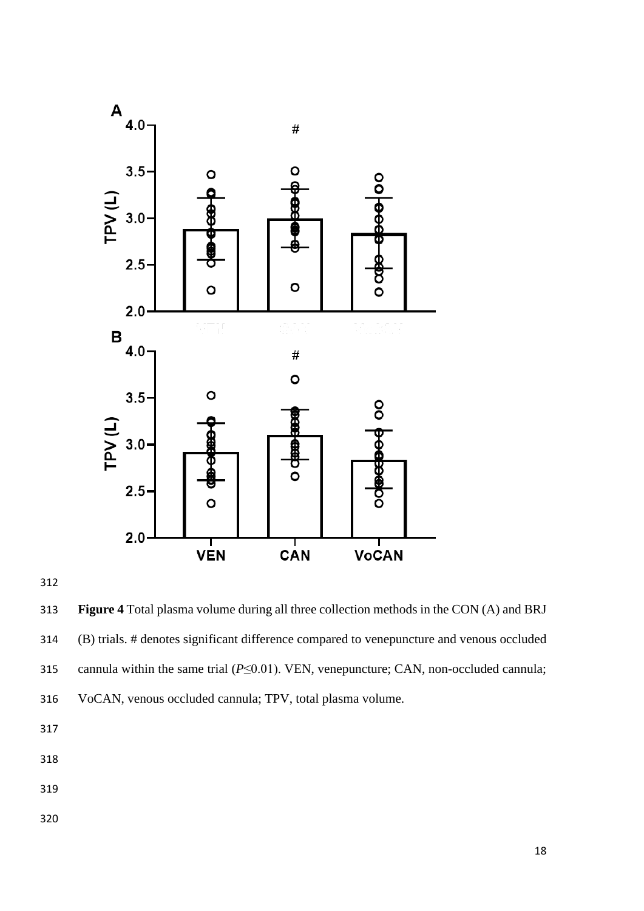**Figure 4** Total plasma volume during all three collection methods in the CON (A) and BRJ (B) trials. # denotes significant difference compared to venepuncture and venous occluded cannula within the same trial ($P \leq 0.01$). VEN, venepuncture; CAN, non-occluded cannula; VoCAN, venous occluded cannula; TPV, total plasma volume.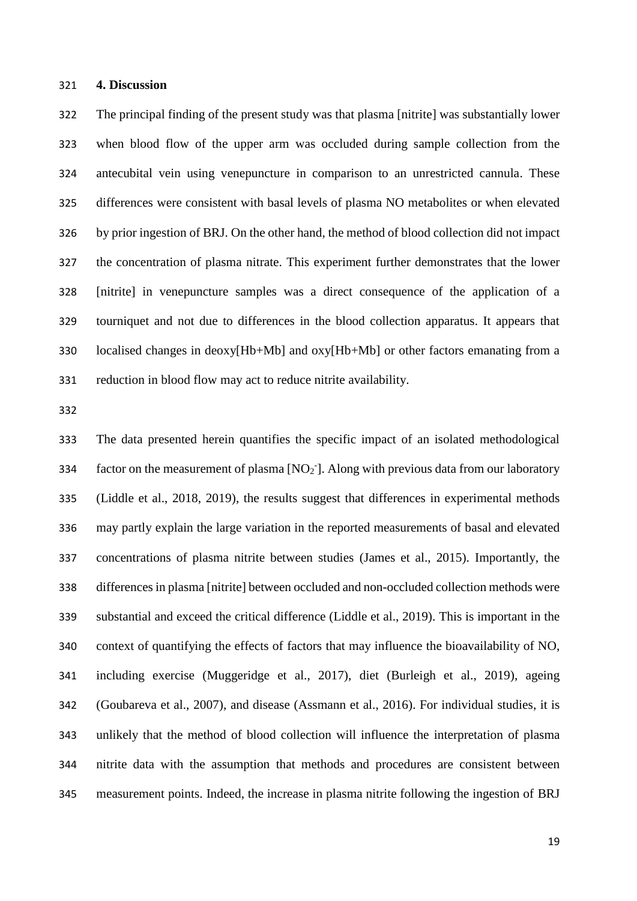## 4. Discussion

The principal finding of the present study was that plasma [nitrite] was substantially lower when blood flow of the upper arm was occluded during sample collection from the antecubital vein using venepuncture in comparison to an unrestricted cannula. These differences were consistent with basal levels of plasma NO metabolites or when elevated by prior ingestion of BRJ. On the other hand, the method of blood collection did not impact the concentration of plasma nitrate. This experiment further demonstrates that the lower [nitrite] in venepuncture samples was a direct consequence of the application of a tourniquet and not due to differences in the blood collection apparatus. It appears that localised changes in deoxy[Hb+Mb] and oxy[Hb+Mb] or other factors emanating from a reduction in blood flow may act to reduce nitrite availability.

The data presented herein quantifies the specific impact of an isolated methodological factor on the measurement of plasma [$NO_2^-$]. Along with previous data from our laboratory (Liddle et al., 2018, 2019), the results suggest that differences in experimental methods may partly explain the large variation in the reported measurements of basal and elevated concentrations of plasma nitrite between studies (James et al., 2015). Importantly, the differences in plasma [nitrite] between occluded and non-occluded collection methods were substantial and exceed the critical difference (Liddle et al., 2019). This is important in the context of quantifying the effects of factors that may influence the bioavailability of NO, including exercise (Muggeridge et al., 2017), diet (Burleigh et al., 2019), ageing (Goubareva et al., 2007), and disease (Assmann et al., 2016). For individual studies, it is unlikely that the method of blood collection will influence the interpretation of plasma nitrite data with the assumption that methods and procedures are consistent between measurement points. Indeed, the increase in plasma nitrite following the ingestion of BRJ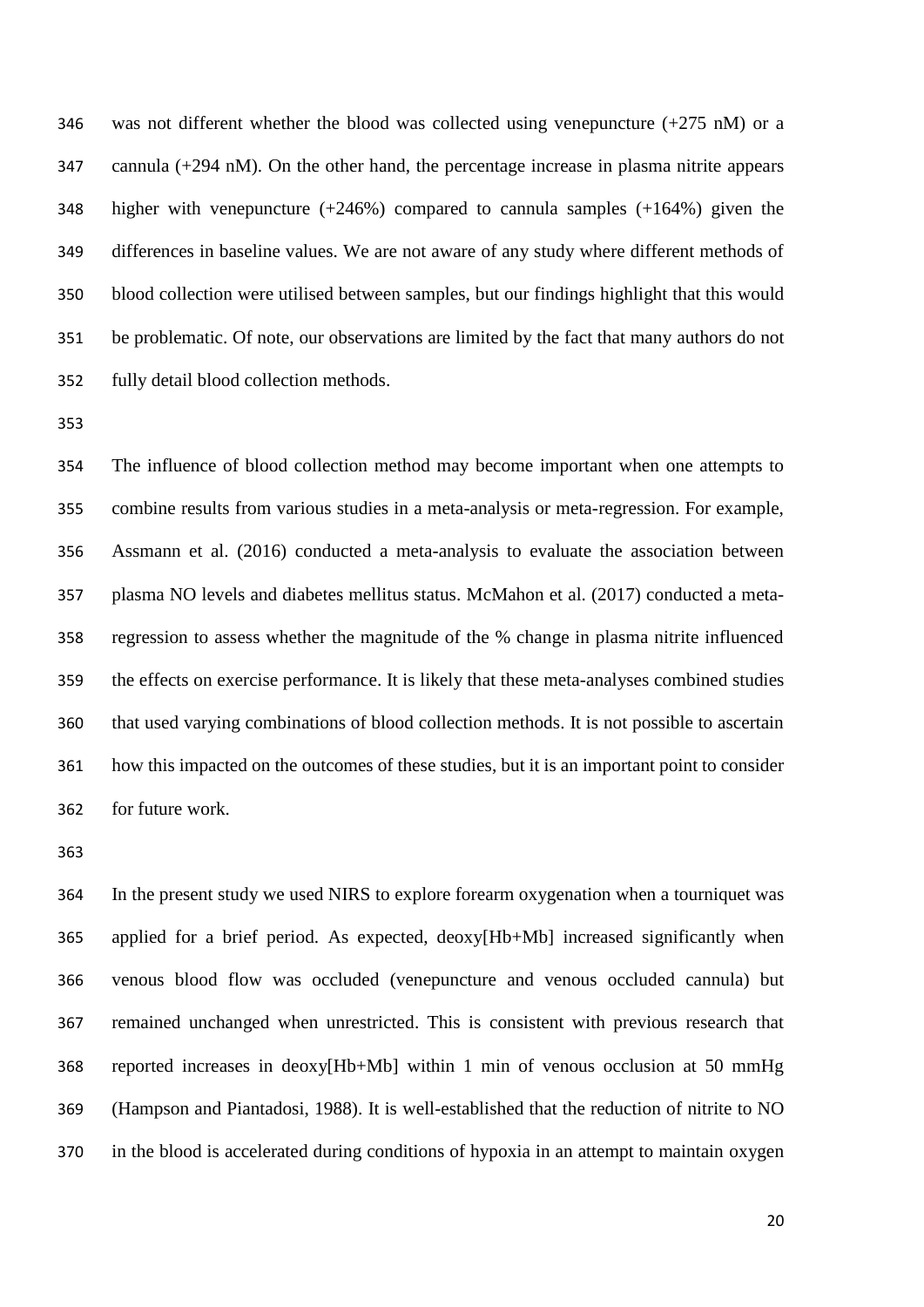was not different whether the blood was collected using venepuncture (+275 nM) or a cannula (+294 nM). On the other hand, the percentage increase in plasma nitrite appears higher with venepuncture (+246%) compared to cannula samples (+164%) given the differences in baseline values. We are not aware of any study where different methods of blood collection were utilised between samples, but our findings highlight that this would be problematic. Of note, our observations are limited by the fact that many authors do not fully detail blood collection methods.

The influence of blood collection method may become important when one attempts to combine results from various studies in a meta-analysis or meta-regression. For example, Assmann et al. (2016) conducted a meta-analysis to evaluate the association between plasma NO levels and diabetes mellitus status. McMahon et al. (2017) conducted a meta-regression to assess whether the magnitude of the % change in plasma nitrite influenced the effects on exercise performance. It is likely that these meta-analyses combined studies that used varying combinations of blood collection methods. It is not possible to ascertain how this impacted on the outcomes of these studies, but it is an important point to consider for future work.

In the present study we used NIRS to explore forearm oxygenation when a tourniquet was applied for a brief period. As expected, deoxy[Hb+Mb] increased significantly when venous blood flow was occluded (venepuncture and venous occluded cannula) but remained unchanged when unrestricted. This is consistent with previous research that reported increases in deoxy[Hb+Mb] within 1 min of venous occlusion at 50 mmHg (Hampson and Piantadosi, 1988). It is well-established that the reduction of nitrite to NO in the blood is accelerated during conditions of hypoxia in an attempt to maintain oxygen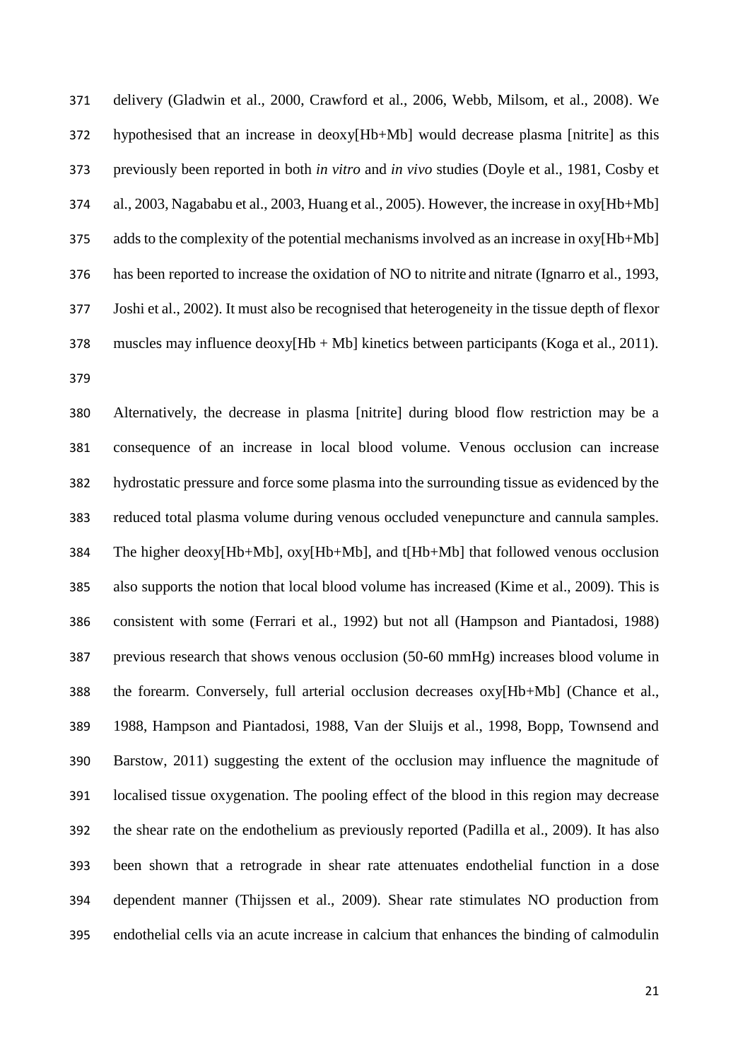delivery (Gladwin et al., 2000, Crawford et al., 2006, Webb, Milsom, et al., 2008). We hypothesised that an increase in deoxy[Hb+Mb] would decrease plasma [nitrite] as this previously been reported in both *in vitro* and *in vivo* studies (Doyle et al., 1981, Cosby et al., 2003, Nagababu et al., 2003, Huang et al., 2005). However, the increase in oxy[Hb+Mb] adds to the complexity of the potential mechanisms involved as an increase in oxy[Hb+Mb] has been reported to increase the oxidation of NO to nitrite and nitrate (Ignarro et al., 1993, Joshi et al., 2002). It must also be recognised that heterogeneity in the tissue depth of flexor muscles may influence deoxy[Hb + Mb] kinetics between participants (Koga et al., 2011).

Alternatively, the decrease in plasma [nitrite] during blood flow restriction may be a consequence of an increase in local blood volume. Venous occlusion can increase hydrostatic pressure and force some plasma into the surrounding tissue as evidenced by the reduced total plasma volume during venous occluded venepuncture and cannula samples. The higher deoxy[Hb+Mb], oxy[Hb+Mb], and t[Hb+Mb] that followed venous occlusion also supports the notion that local blood volume has increased (Kime et al., 2009). This is consistent with some (Ferrari et al., 1992) but not all (Hampson and Piantadosi, 1988) previous research that shows venous occlusion (50-60 mmHg) increases blood volume in the forearm. Conversely, full arterial occlusion decreases oxy[Hb+Mb] (Chance et al., 1988, Hampson and Piantadosi, 1988, Van der Sluijs et al., 1998, Bopp, Townsend and Barstow, 2011) suggesting the extent of the occlusion may influence the magnitude of localised tissue oxygenation. The pooling effect of the blood in this region may decrease the shear rate on the endothelium as previously reported (Padilla et al., 2009). It has also been shown that a retrograde in shear rate attenuates endothelial function in a dose dependent manner (Thijssen et al., 2009). Shear rate stimulates NO production from endothelial cells via an acute increase in calcium that enhances the binding of calmodulin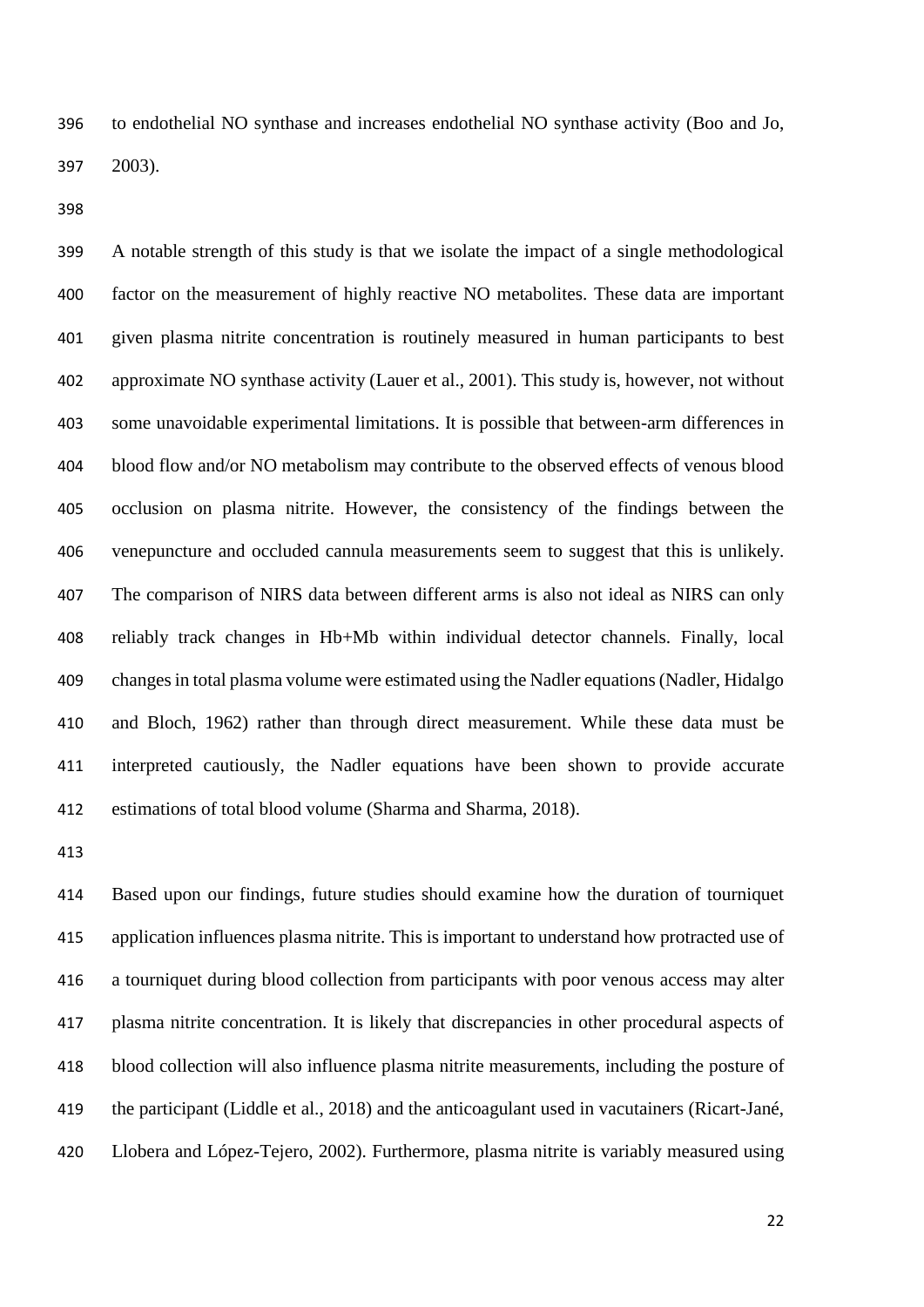to endothelial NO synthase and increases endothelial NO synthase activity (Boo and Jo, 2003).

A notable strength of this study is that we isolate the impact of a single methodological factor on the measurement of highly reactive NO metabolites. These data are important given plasma nitrite concentration is routinely measured in human participants to best approximate NO synthase activity (Lauer et al., 2001). This study is, however, not without some unavoidable experimental limitations. It is possible that between-arm differences in blood flow and/or NO metabolism may contribute to the observed effects of venous blood occlusion on plasma nitrite. However, the consistency of the findings between the venepuncture and occluded cannula measurements seem to suggest that this is unlikely. The comparison of NIRS data between different arms is also not ideal as NIRS can only reliably track changes in Hb+Mb within individual detector channels. Finally, local changes in total plasma volume were estimated using the Nadler equations (Nadler, Hidalgo and Bloch, 1962) rather than through direct measurement. While these data must be interpreted cautiously, the Nadler equations have been shown to provide accurate estimations of total blood volume (Sharma and Sharma, 2018).

Based upon our findings, future studies should examine how the duration of tourniquet application influences plasma nitrite. This is important to understand how protracted use of a tourniquet during blood collection from participants with poor venous access may alter plasma nitrite concentration. It is likely that discrepancies in other procedural aspects of blood collection will also influence plasma nitrite measurements, including the posture of the participant (Liddle et al., 2018) and the anticoagulant used in vacutainers (Ricart-Jané, Llobera and López-Tejero, 2002). Furthermore, plasma nitrite is variably measured using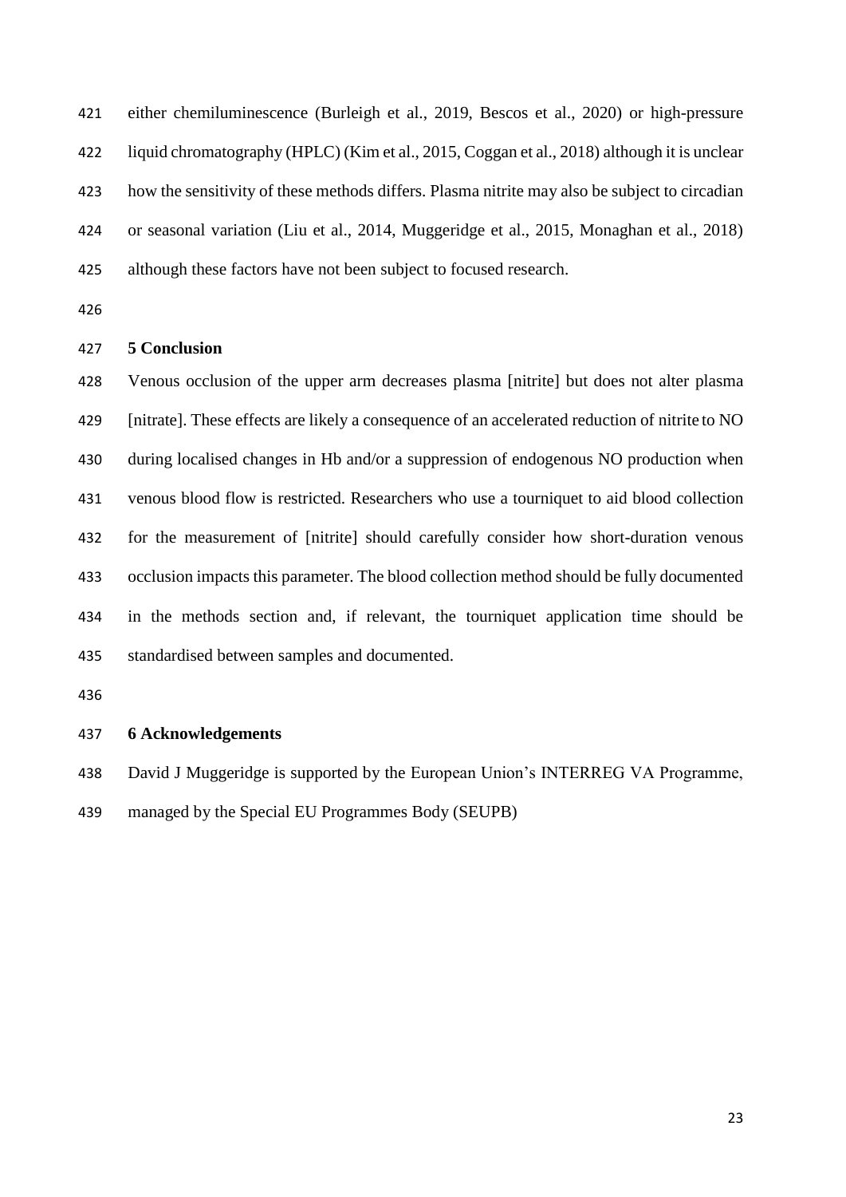either chemiluminescence (Burleigh et al., 2019, Bescos et al., 2020) or high-pressure liquid chromatography (HPLC) (Kim et al., 2015, Coggan et al., 2018) although it is unclear how the sensitivity of these methods differs. Plasma nitrite may also be subject to circadian or seasonal variation (Liu et al., 2014, Muggeridge et al., 2015, Monaghan et al., 2018) although these factors have not been subject to focused research.

## 5 Conclusion

Venous occlusion of the upper arm decreases plasma [nitrite] but does not alter plasma [nitrate]. These effects are likely a consequence of an accelerated reduction of nitrite to NO during localised changes in Hb and/or a suppression of endogenous NO production when venous blood flow is restricted. Researchers who use a tourniquet to aid blood collection for the measurement of [nitrite] should carefully consider how short-duration venous occlusion impacts this parameter. The blood collection method should be fully documented in the methods section and, if relevant, the tourniquet application time should be standardised between samples and documented.

## 6 Acknowledgements

David J Muggeridge is supported by the European Union's INTERREG VA Programme, managed by the Special EU Programmes Body (SEUPB)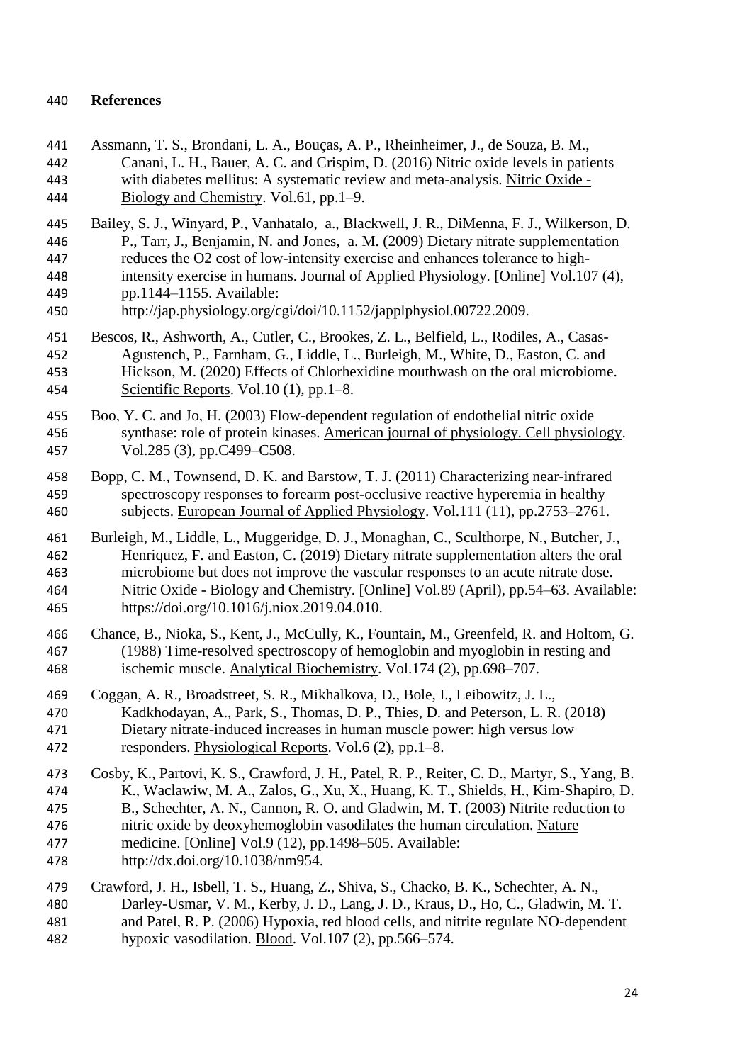## References

Assmann, T. S., Brondani, L. A., Bouças, A. P., Rheinheimer, J., de Souza, B. M., Canani, L. H., Bauer, A. C. and Crispim, D. (2016) Nitric oxide levels in patients with diabetes mellitus: A systematic review and meta-analysis. Nitric Oxide - Biology and Chemistry. Vol.61, pp.1–9.

Bailey, S. J., Winyard, P., Vanhatalo, a., Blackwell, J. R., DiMenna, F. J., Wilkerson, D. P., Tarr, J., Benjamin, N. and Jones, a. M. (2009) Dietary nitrate supplementation reduces the O2 cost of low-intensity exercise and enhances tolerance to high-intensity exercise in humans. Journal of Applied Physiology. [Online] Vol.107 (4), pp.1144–1155. Available: http://jap.physiology.org/cgi/doi/10.1152/japplphysiol.00722.2009.

Bescos, R., Ashworth, A., Cutler, C., Brookes, Z. L., Belfield, L., Rodiles, A., Casas-Agustench, P., Farnham, G., Liddle, L., Burleigh, M., White, D., Easton, C. and Hickson, M. (2020) Effects of Chlorhexidine mouthwash on the oral microbiome. Scientific Reports. Vol.10 (1), pp.1–8.

Boo, Y. C. and Jo, H. (2003) Flow-dependent regulation of endothelial nitric oxide synthase: role of protein kinases. American journal of physiology. Cell physiology. Vol.285 (3), pp.C499–C508.

Bopp, C. M., Townsend, D. K. and Barstow, T. J. (2011) Characterizing near-infrared spectroscopy responses to forearm post-occlusive reactive hyperemia in healthy subjects. European Journal of Applied Physiology. Vol.111 (11), pp.2753–2761.

Burleigh, M., Liddle, L., Muggeridge, D. J., Monaghan, C., Sculthorpe, N., Butcher, J., Henriquez, F. and Easton, C. (2019) Dietary nitrate supplementation alters the oral microbiome but does not improve the vascular responses to an acute nitrate dose. Nitric Oxide - Biology and Chemistry. [Online] Vol.89 (April), pp.54–63. Available: https://doi.org/10.1016/j.niox.2019.04.010.

Chance, B., Nioka, S., Kent, J., McCully, K., Fountain, M., Greenfeld, R. and Holtom, G. (1988) Time-resolved spectroscopy of hemoglobin and myoglobin in resting and ischemic muscle. Analytical Biochemistry. Vol.174 (2), pp.698–707.

Coggan, A. R., Broadstreet, S. R., Mikhalkova, D., Bole, I., Leibowitz, J. L., Kadkhodayan, A., Park, S., Thomas, D. P., Thies, D. and Peterson, L. R. (2018) Dietary nitrate-induced increases in human muscle power: high versus low responders. Physiological Reports. Vol.6 (2), pp.1–8.

Cosby, K., Partovi, K. S., Crawford, J. H., Patel, R. P., Reiter, C. D., Martyr, S., Yang, B. K., Waclawiw, M. A., Zalos, G., Xu, X., Huang, K. T., Shields, H., Kim-Shapiro, D. B., Schechter, A. N., Cannon, R. O. and Gladwin, M. T. (2003) Nitrite reduction to nitric oxide by deoxyhemoglobin vasodilates the human circulation. Nature medicine. [Online] Vol.9 (12), pp.1498–505. Available: http://dx.doi.org/10.1038/nm954.

Crawford, J. H., Isbell, T. S., Huang, Z., Shiva, S., Chacko, B. K., Schechter, A. N., Darley-Usmar, V. M., Kerby, J. D., Lang, J. D., Kraus, D., Ho, C., Gladwin, M. T. and Patel, R. P. (2006) Hypoxia, red blood cells, and nitrite regulate NO-dependent hypoxic vasodilation. Blood. Vol.107 (2), pp.566–574.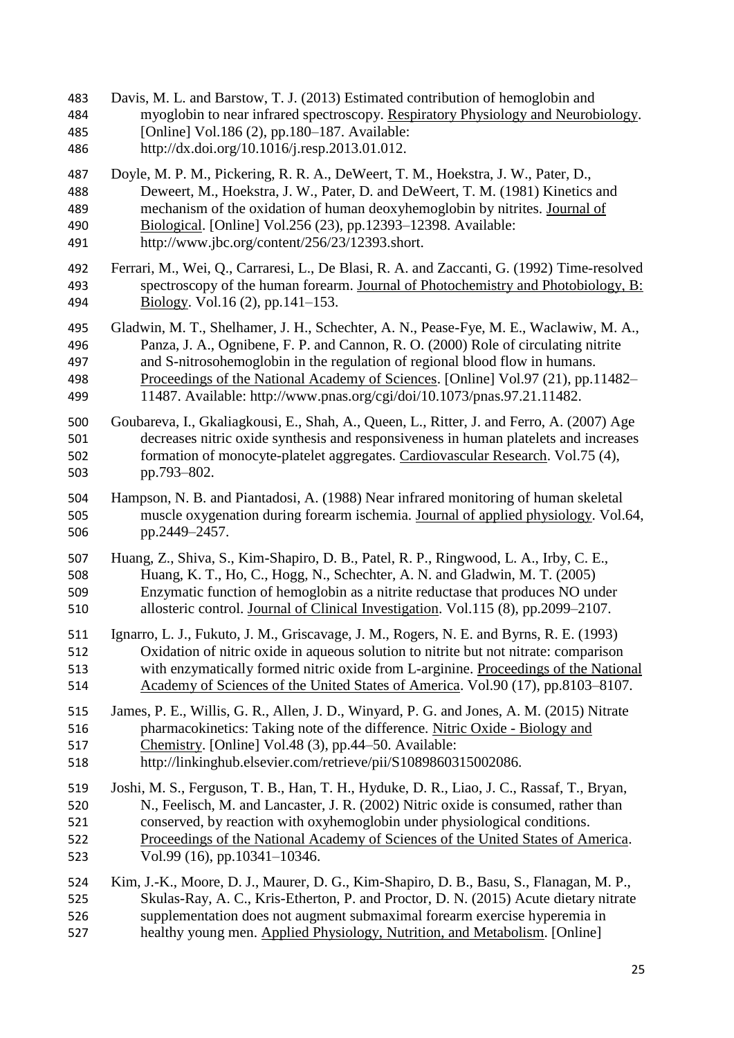Davis, M. L. and Barstow, T. J. (2013) Estimated contribution of hemoglobin and myoglobin to near infrared spectroscopy. Respiratory Physiology and Neurobiology. [Online] Vol.186 (2), pp.180–187. Available: http://dx.doi.org/10.1016/j.resp.2013.01.012.

Doyle, M. P. M., Pickering, R. R. A., DeWeert, T. M., Hoekstra, J. W., Pater, D., Deweert, M., Hoekstra, J. W., Pater, D. and DeWeert, T. M. (1981) Kinetics and mechanism of the oxidation of human deoxyhemoglobin by nitrites. Journal of Biological. [Online] Vol.256 (23), pp.12393–12398. Available: http://www.jbc.org/content/256/23/12393.short.

Ferrari, M., Wei, Q., Carraresi, L., De Blasi, R. A. and Zaccanti, G. (1992) Time-resolved spectroscopy of the human forearm. Journal of Photochemistry and Photobiology, B: Biology. Vol.16 (2), pp.141–153.

Gladwin, M. T., Shelhamer, J. H., Schechter, A. N., Pease-Fye, M. E., Waclawiw, M. A., Panza, J. A., Ognibene, F. P. and Cannon, R. O. (2000) Role of circulating nitrite and S-nitrosohemoglobin in the regulation of regional blood flow in humans. Proceedings of the National Academy of Sciences. [Online] Vol.97 (21), pp.11482–11487. Available: http://www.pnas.org/cgi/doi/10.1073/pnas.97.21.11482.

Goubareva, I., Gkaliagkousi, E., Shah, A., Queen, L., Ritter, J. and Ferro, A. (2007) Age decreases nitric oxide synthesis and responsiveness in human platelets and increases formation of monocyte-platelet aggregates. Cardiovascular Research. Vol.75 (4), pp.793–802.

Hampson, N. B. and Piantadosi, A. (1988) Near infrared monitoring of human skeletal muscle oxygenation during forearm ischemia. Journal of applied physiology. Vol.64, pp.2449–2457.

Huang, Z., Shiva, S., Kim-Shapiro, D. B., Patel, R. P., Ringwood, L. A., Irby, C. E., Huang, K. T., Ho, C., Hogg, N., Schechter, A. N. and Gladwin, M. T. (2005) Enzymatic function of hemoglobin as a nitrite reductase that produces NO under allosteric control. Journal of Clinical Investigation. Vol.115 (8), pp.2099–2107.

Ignarro, L. J., Fukuto, J. M., Griscavage, J. M., Rogers, N. E. and Byrns, R. E. (1993) Oxidation of nitric oxide in aqueous solution to nitrite but not nitrate: comparison with enzymatically formed nitric oxide from L-arginine. Proceedings of the National Academy of Sciences of the United States of America. Vol.90 (17), pp.8103–8107.

James, P. E., Willis, G. R., Allen, J. D., Winyard, P. G. and Jones, A. M. (2015) Nitrate pharmacokinetics: Taking note of the difference. Nitric Oxide - Biology and Chemistry. [Online] Vol.48 (3), pp.44–50. Available: http://linkinghub.elsevier.com/retrieve/pii/S1089860315002086.

Joshi, M. S., Ferguson, T. B., Han, T. H., Hyduke, D. R., Liao, J. C., Rassaf, T., Bryan, N., Feelisch, M. and Lancaster, J. R. (2002) Nitric oxide is consumed, rather than conserved, by reaction with oxyhemoglobin under physiological conditions. Proceedings of the National Academy of Sciences of the United States of America. Vol.99 (16), pp.10341–10346.

Kim, J.-K., Moore, D. J., Maurer, D. G., Kim-Shapiro, D. B., Basu, S., Flanagan, M. P., Skulas-Ray, A. C., Kris-Etherton, P. and Proctor, D. N. (2015) Acute dietary nitrate supplementation does not augment submaximal forearm exercise hyperemia in healthy young men. Applied Physiology, Nutrition, and Metabolism. [Online]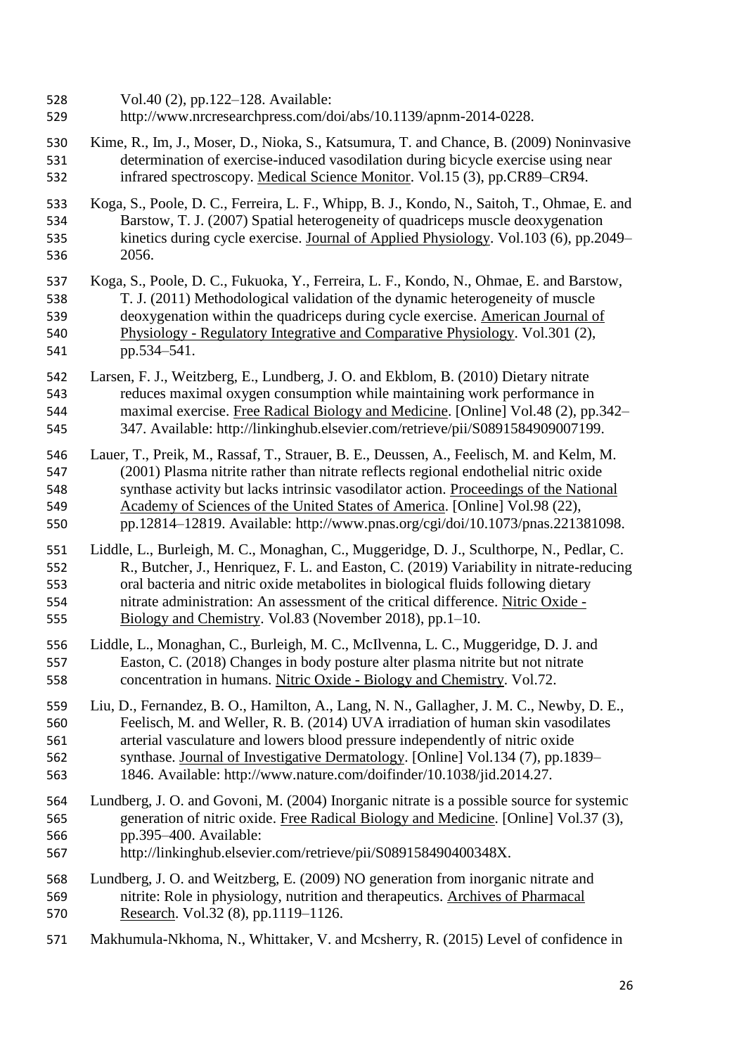Vol.40 (2), pp.122–128. Available: http://www.nrcresearchpress.com/doi/abs/10.1139/apnm-2014-0228.

Kime, R., Im, J., Moser, D., Nioka, S., Katsumura, T. and Chance, B. (2009) Noninvasive determination of exercise-induced vasodilation during bicycle exercise using near infrared spectroscopy. Medical Science Monitor. Vol.15 (3), pp.CR89–CR94.

Koga, S., Poole, D. C., Ferreira, L. F., Whipp, B. J., Kondo, N., Saitoh, T., Ohmae, E. and Barstow, T. J. (2007) Spatial heterogeneity of quadriceps muscle deoxygenation kinetics during cycle exercise. Journal of Applied Physiology. Vol.103 (6), pp.2049–2056.

Koga, S., Poole, D. C., Fukuoka, Y., Ferreira, L. F., Kondo, N., Ohmae, E. and Barstow, T. J. (2011) Methodological validation of the dynamic heterogeneity of muscle deoxygenation within the quadriceps during cycle exercise. American Journal of Physiology - Regulatory Integrative and Comparative Physiology. Vol.301 (2), pp.534–541.

Larsen, F. J., Weitzberg, E., Lundberg, J. O. and Ekblom, B. (2010) Dietary nitrate reduces maximal oxygen consumption while maintaining work performance in maximal exercise. Free Radical Biology and Medicine. [Online] Vol.48 (2), pp.342–347. Available: http://linkinghub.elsevier.com/retrieve/pii/S0891584909007199.

Lauer, T., Preik, M., Rassaf, T., Strauer, B. E., Deussen, A., Feelisch, M. and Kelm, M. (2001) Plasma nitrite rather than nitrate reflects regional endothelial nitric oxide synthase activity but lacks intrinsic vasodilator action. Proceedings of the National Academy of Sciences of the United States of America. [Online] Vol.98 (22), pp.12814–12819. Available: http://www.pnas.org/cgi/doi/10.1073/pnas.221381098.

Liddle, L., Burleigh, M. C., Monaghan, C., Muggeridge, D. J., Sculthorpe, N., Pedlar, C. R., Butcher, J., Henriquez, F. L. and Easton, C. (2019) Variability in nitrate-reducing oral bacteria and nitric oxide metabolites in biological fluids following dietary nitrate administration: An assessment of the critical difference. Nitric Oxide - Biology and Chemistry. Vol.83 (November 2018), pp.1–10.

Liddle, L., Monaghan, C., Burleigh, M. C., McIlvenna, L. C., Muggeridge, D. J. and Easton, C. (2018) Changes in body posture alter plasma nitrite but not nitrate concentration in humans. Nitric Oxide - Biology and Chemistry. Vol.72.

Liu, D., Fernandez, B. O., Hamilton, A., Lang, N. N., Gallagher, J. M. C., Newby, D. E., Feelisch, M. and Weller, R. B. (2014) UVA irradiation of human skin vasodilates arterial vasculature and lowers blood pressure independently of nitric oxide synthase. Journal of Investigative Dermatology. [Online] Vol.134 (7), pp.1839–1846. Available: http://www.nature.com/doifinder/10.1038/jid.2014.27.

Lundberg, J. O. and Govoni, M. (2004) Inorganic nitrate is a possible source for systemic generation of nitric oxide. Free Radical Biology and Medicine. [Online] Vol.37 (3), pp.395–400. Available: http://linkinghub.elsevier.com/retrieve/pii/S089158490400348X.

Lundberg, J. O. and Weitzberg, E. (2009) NO generation from inorganic nitrate and nitrite: Role in physiology, nutrition and therapeutics. Archives of Pharmacal Research. Vol.32 (8), pp.1119–1126.

Makhumula-Nkhoma, N., Whittaker, V. and Mcsherry, R. (2015) Level of confidence in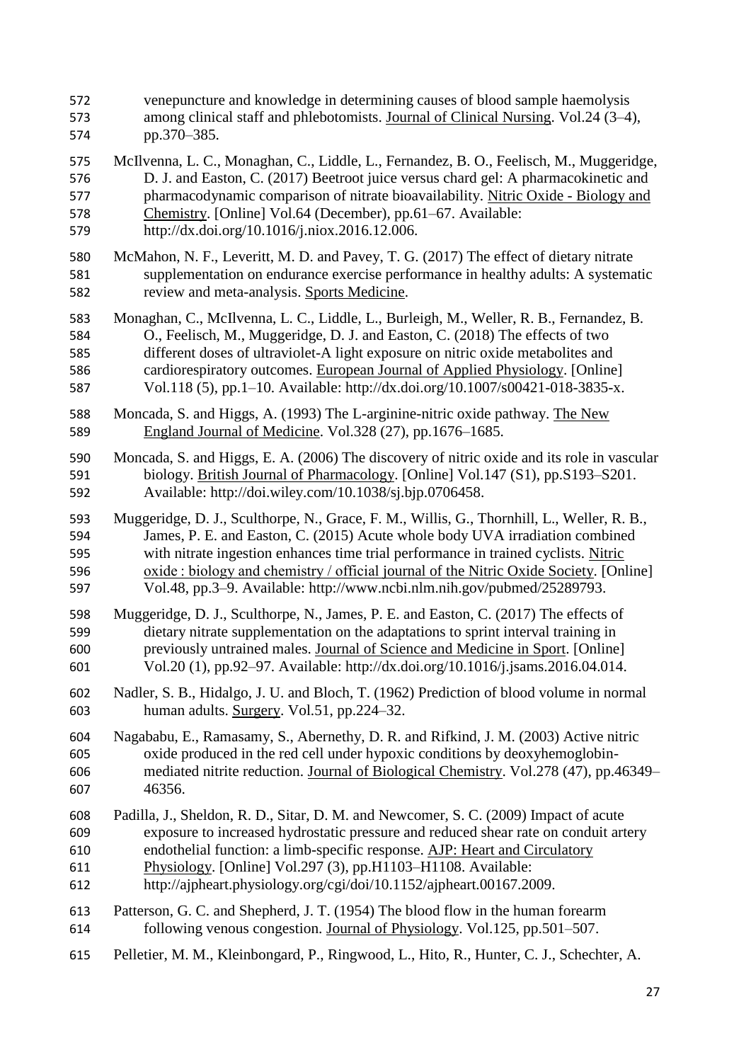venepuncture and knowledge in determining causes of blood sample haemolysis among clinical staff and phlebotomists. Journal of Clinical Nursing. Vol.24 (3–4), pp.370–385.

McIlvenna, L. C., Monaghan, C., Liddle, L., Fernandez, B. O., Feelisch, M., Muggeridge, D. J. and Easton, C. (2017) Beetroot juice versus chard gel: A pharmacokinetic and pharmacodynamic comparison of nitrate bioavailability. Nitric Oxide - Biology and Chemistry. [Online] Vol.64 (December), pp.61–67. Available: http://dx.doi.org/10.1016/j.niox.2016.12.006.

McMahon, N. F., Leveritt, M. D. and Pavey, T. G. (2017) The effect of dietary nitrate supplementation on endurance exercise performance in healthy adults: A systematic review and meta-analysis. Sports Medicine.

Monaghan, C., McIlvenna, L. C., Liddle, L., Burleigh, M., Weller, R. B., Fernandez, B. O., Feelisch, M., Muggeridge, D. J. and Easton, C. (2018) The effects of two different doses of ultraviolet-A light exposure on nitric oxide metabolites and cardiorespiratory outcomes. European Journal of Applied Physiology. [Online] Vol.118 (5), pp.1–10. Available: http://dx.doi.org/10.1007/s00421-018-3835-x.

Moncada, S. and Higgs, A. (1993) The L-arginine-nitric oxide pathway. The New England Journal of Medicine. Vol.328 (27), pp.1676–1685.

Moncada, S. and Higgs, E. A. (2006) The discovery of nitric oxide and its role in vascular biology. British Journal of Pharmacology. [Online] Vol.147 (S1), pp.S193–S201. Available: http://doi.wiley.com/10.1038/sj.bjp.0706458.

Muggeridge, D. J., Sculthorpe, N., Grace, F. M., Willis, G., Thornhill, L., Weller, R. B., James, P. E. and Easton, C. (2015) Acute whole body UVA irradiation combined with nitrate ingestion enhances time trial performance in trained cyclists. Nitric oxide : biology and chemistry / official journal of the Nitric Oxide Society. [Online] Vol.48, pp.3–9. Available: http://www.ncbi.nlm.nih.gov/pubmed/25289793.

Muggeridge, D. J., Sculthorpe, N., James, P. E. and Easton, C. (2017) The effects of dietary nitrate supplementation on the adaptations to sprint interval training in previously untrained males. Journal of Science and Medicine in Sport. [Online] Vol.20 (1), pp.92–97. Available: http://dx.doi.org/10.1016/j.jsams.2016.04.014.

Nadler, S. B., Hidalgo, J. U. and Bloch, T. (1962) Prediction of blood volume in normal human adults. Surgery. Vol.51, pp.224–32.

Nagababu, E., Ramasamy, S., Abernethy, D. R. and Rifkind, J. M. (2003) Active nitric oxide produced in the red cell under hypoxic conditions by deoxyhemoglobin-mediated nitrite reduction. Journal of Biological Chemistry. Vol.278 (47), pp.46349–46356.

Padilla, J., Sheldon, R. D., Sitar, D. M. and Newcomer, S. C. (2009) Impact of acute exposure to increased hydrostatic pressure and reduced shear rate on conduit artery endothelial function: a limb-specific response. AJP: Heart and Circulatory Physiology. [Online] Vol.297 (3), pp.H1103–H1108. Available: http://ajpheart.physiology.org/cgi/doi/10.1152/ajpheart.00167.2009.

Patterson, G. C. and Shepherd, J. T. (1954) The blood flow in the human forearm following venous congestion. Journal of Physiology. Vol.125, pp.501–507.

Pelletier, M. M., Kleinbongard, P., Ringwood, L., Hito, R., Hunter, C. J., Schechter, A.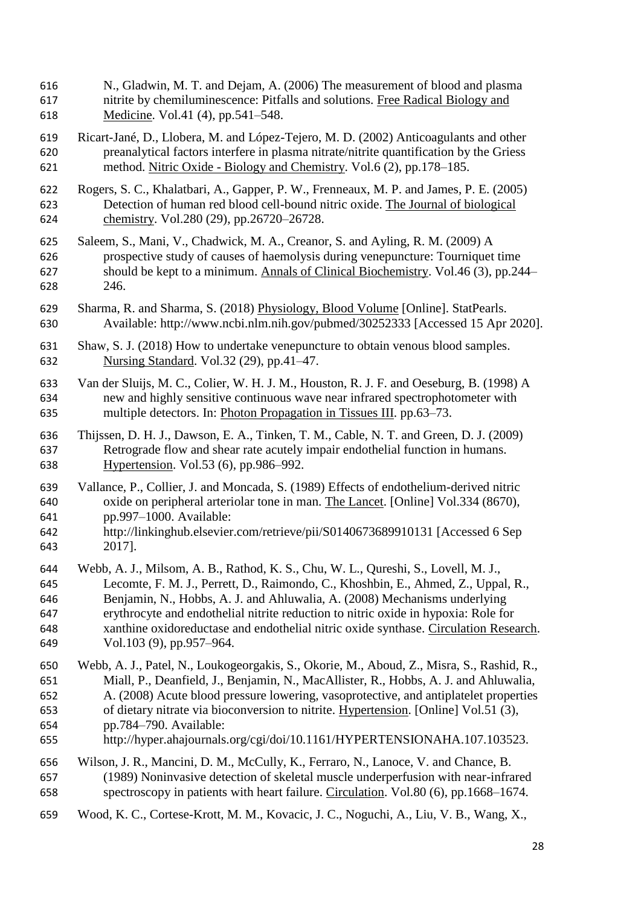N., Gladwin, M. T. and Dejam, A. (2006) The measurement of blood and plasma nitrite by chemiluminescence: Pitfalls and solutions. Free Radical Biology and Medicine. Vol.41 (4), pp.541–548.

Ricart-Jané, D., Llobera, M. and López-Tejero, M. D. (2002) Anticoagulants and other preanalytical factors interfere in plasma nitrate/nitrite quantification by the Griess method. Nitric Oxide - Biology and Chemistry. Vol.6 (2), pp.178–185.

Rogers, S. C., Khalatbari, A., Gapper, P. W., Frenneaux, M. P. and James, P. E. (2005) Detection of human red blood cell-bound nitric oxide. The Journal of biological chemistry. Vol.280 (29), pp.26720–26728.

Saleem, S., Mani, V., Chadwick, M. A., Creanor, S. and Ayling, R. M. (2009) A prospective study of causes of haemolysis during venepuncture: Tourniquet time should be kept to a minimum. Annals of Clinical Biochemistry. Vol.46 (3), pp.244–246.

Sharma, R. and Sharma, S. (2018) Physiology, Blood Volume [Online]. StatPearls. Available: http://www.ncbi.nlm.nih.gov/pubmed/30252333 [Accessed 15 Apr 2020].

Shaw, S. J. (2018) How to undertake venepuncture to obtain venous blood samples. Nursing Standard. Vol.32 (29), pp.41–47.

Van der Sluijs, M. C., Colier, W. H. J. M., Houston, R. J. F. and Oeseburg, B. (1998) A new and highly sensitive continuous wave near infrared spectrophotometer with multiple detectors. In: Photon Propagation in Tissues III. pp.63–73.

Thijssen, D. H. J., Dawson, E. A., Tinken, T. M., Cable, N. T. and Green, D. J. (2009) Retrograde flow and shear rate acutely impair endothelial function in humans. Hypertension. Vol.53 (6), pp.986–992.

Vallance, P., Collier, J. and Moncada, S. (1989) Effects of endothelium-derived nitric oxide on peripheral arteriolar tone in man. The Lancet. [Online] Vol.334 (8670), pp.997–1000. Available: http://linkinghub.elsevier.com/retrieve/pii/S0140673689910131 [Accessed 6 Sep 2017].

Webb, A. J., Milsom, A. B., Rathod, K. S., Chu, W. L., Qureshi, S., Lovell, M. J., Lecomte, F. M. J., Perrett, D., Raimondo, C., Khoshbin, E., Ahmed, Z., Uppal, R., Benjamin, N., Hobbs, A. J. and Ahluwalia, A. (2008) Mechanisms underlying erythrocyte and endothelial nitrite reduction to nitric oxide in hypoxia: Role for xanthine oxidoreductase and endothelial nitric oxide synthase. Circulation Research. Vol.103 (9), pp.957–964.

Webb, A. J., Patel, N., Loukogeorgakis, S., Okorie, M., Aboud, Z., Misra, S., Rashid, R., Miall, P., Deanfield, J., Benjamin, N., MacAllister, R., Hobbs, A. J. and Ahluwalia, A. (2008) Acute blood pressure lowering, vasoprotective, and antiplatelet properties of dietary nitrate via bioconversion to nitrite. Hypertension. [Online] Vol.51 (3), pp.784–790. Available: http://hyper.ahajournals.org/cgi/doi/10.1161/HYPERTENSIONAHA.107.103523.

Wilson, J. R., Mancini, D. M., McCully, K., Ferraro, N., Lanoce, V. and Chance, B. (1989) Noninvasive detection of skeletal muscle underperfusion with near-infrared spectroscopy in patients with heart failure. Circulation. Vol.80 (6), pp.1668–1674.

Wood, K. C., Cortese-Krott, M. M., Kovacic, J. C., Noguchi, A., Liu, V. B., Wang, X.,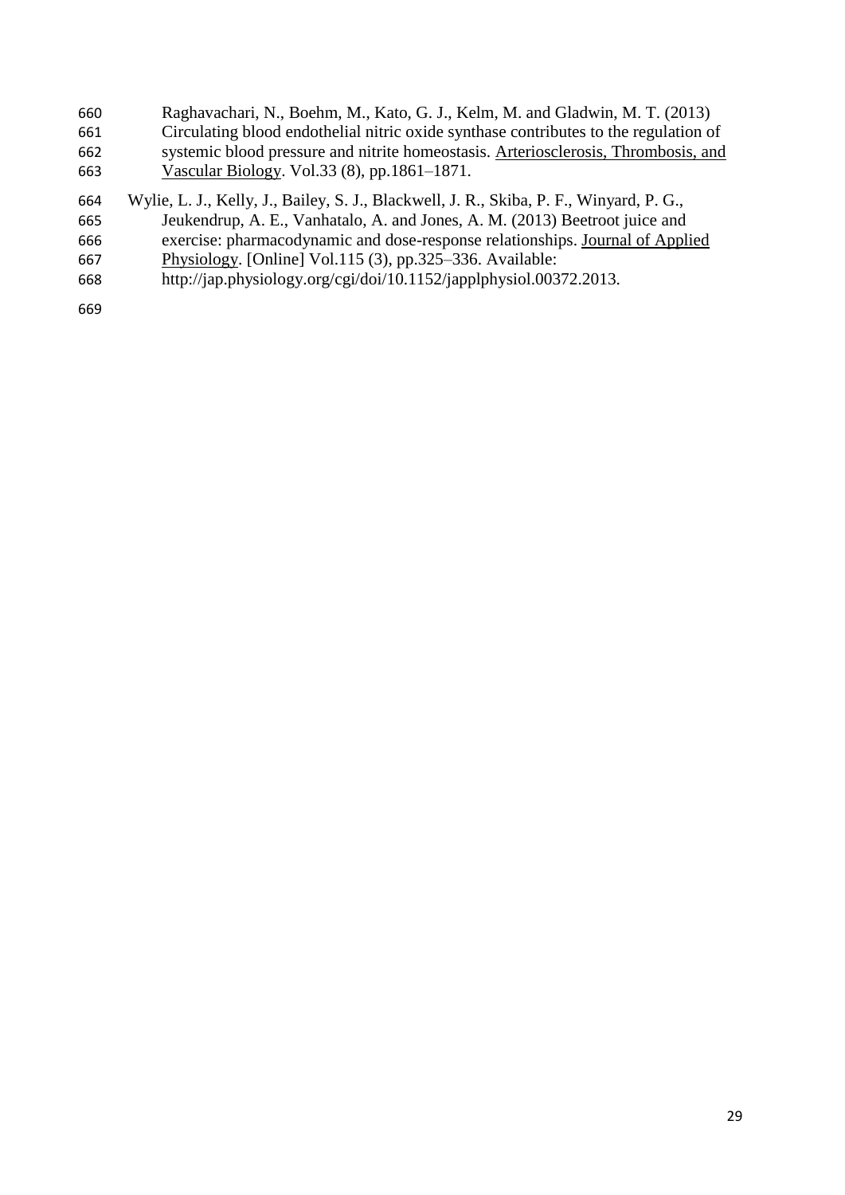Raghavachari, N., Boehm, M., Kato, G. J., Kelm, M. and Gladwin, M. T. (2013) Circulating blood endothelial nitric oxide synthase contributes to the regulation of systemic blood pressure and nitrite homeostasis. Arteriosclerosis, Thrombosis, and Vascular Biology. Vol.33 (8), pp.1861–1871.

Wylie, L. J., Kelly, J., Bailey, S. J., Blackwell, J. R., Skiba, P. F., Winyard, P. G., Jeukendrup, A. E., Vanhatalo, A. and Jones, A. M. (2013) Beetroot juice and exercise: pharmacodynamic and dose-response relationships. Journal of Applied Physiology. [Online] Vol.115 (3), pp.325–336. Available: http://jap.physiology.org/cgi/doi/10.1152/japplphysiol.00372.2013.